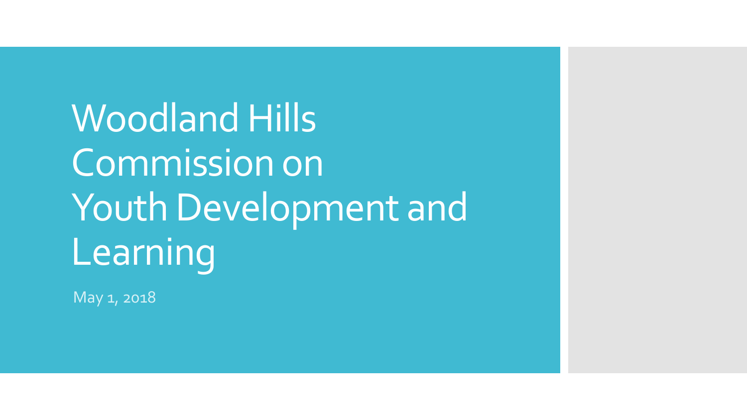# Woodland Hills Commission on Youth Development and Learning

May 1, 2018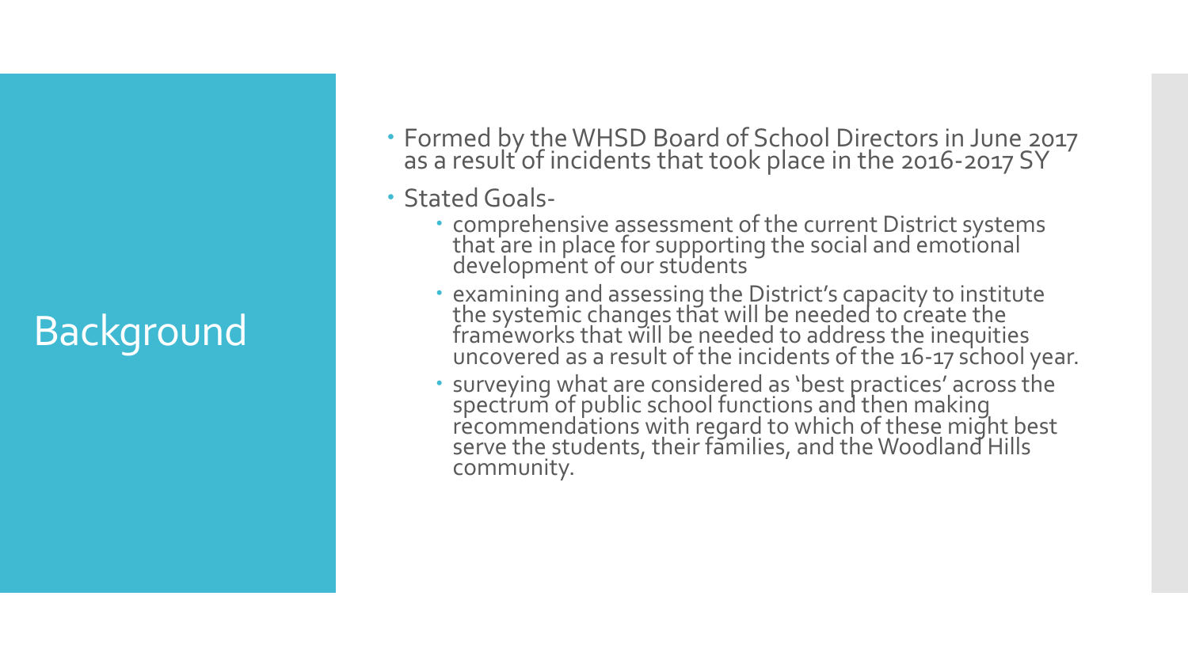# Background

- Formed by the WHSD Board of School Directors in June 2017 as a result of incidents that took place in the 2016-2017 SY
- Stated Goals-
  - comprehensive assessment of the current District systems that are in place for supporting the social and emotional development of our students
  - examining and assessing the District's capacity to institute the systemic changes that will be needed to create the frameworks that will be needed to address the inequities uncovered as a result of the incidents of the 16-17 school year.
  - surveying what are considered as 'best practices' across the spectrum of public school functions and then making recommendations with regard to which of these might best serve the students, their families, and the Woodland Hills community.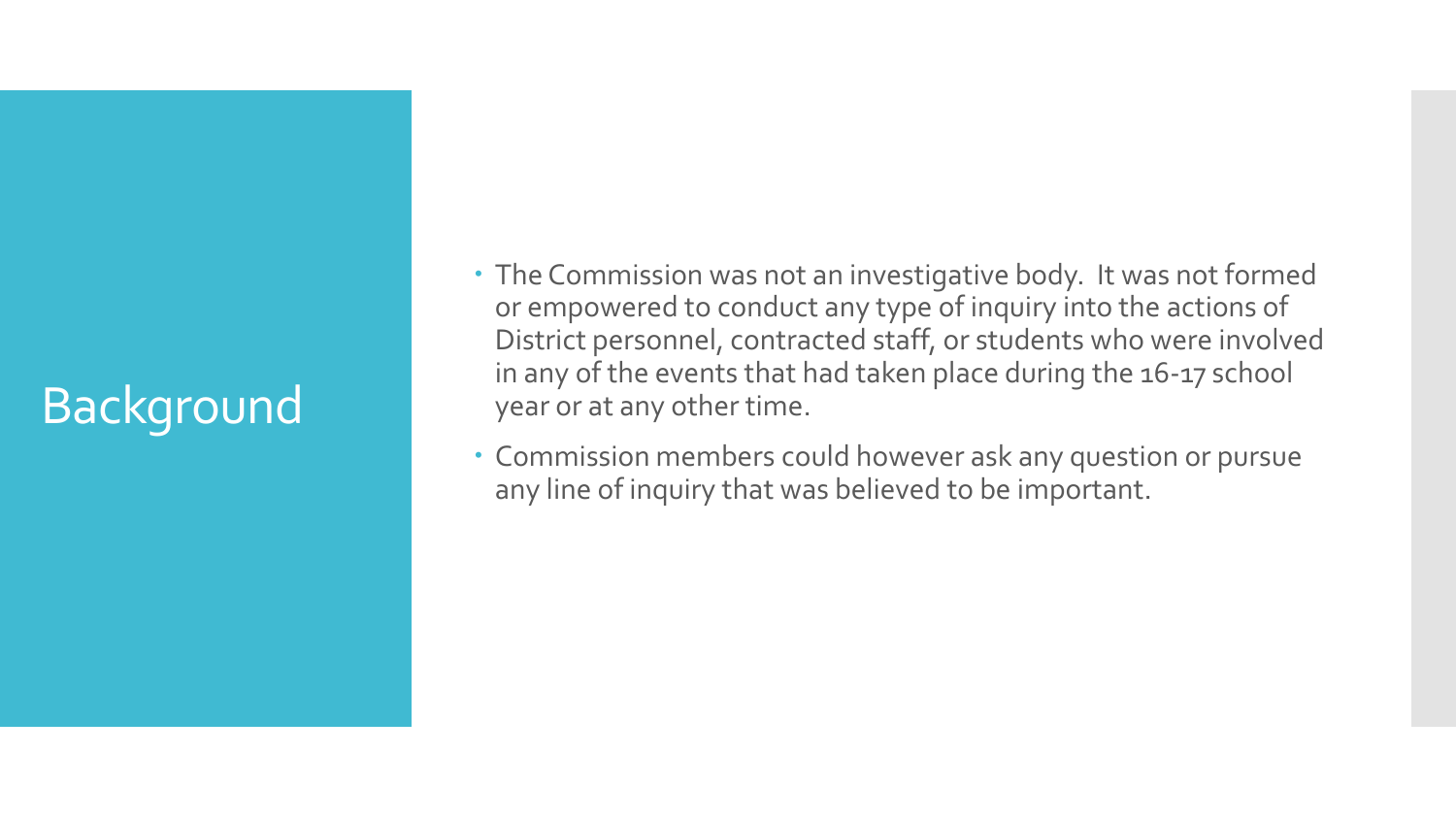# Background

- The Commission was not an investigative body. It was not formed or empowered to conduct any type of inquiry into the actions of District personnel, contracted staff, or students who were involved in any of the events that had taken place during the 16-17 school year or at any other time.
- Commission members could however ask any question or pursue any line of inquiry that was believed to be important.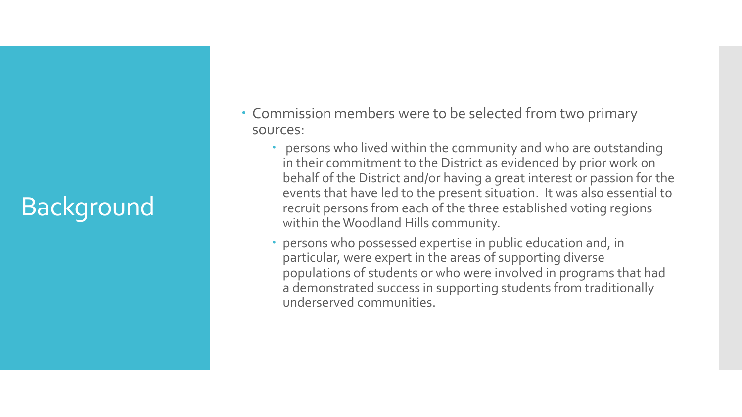# Background

- Commission members were to be selected from two primary sources:
  - persons who lived within the community and who are outstanding in their commitment to the District as evidenced by prior work on behalf of the District and/or having a great interest or passion for the events that have led to the present situation. It was also essential to recruit persons from each of the three established voting regions within the Woodland Hills community.
  - persons who possessed expertise in public education and, in particular, were expert in the areas of supporting diverse populations of students or who were involved in programs that had a demonstrated success in supporting students from traditionally underserved communities.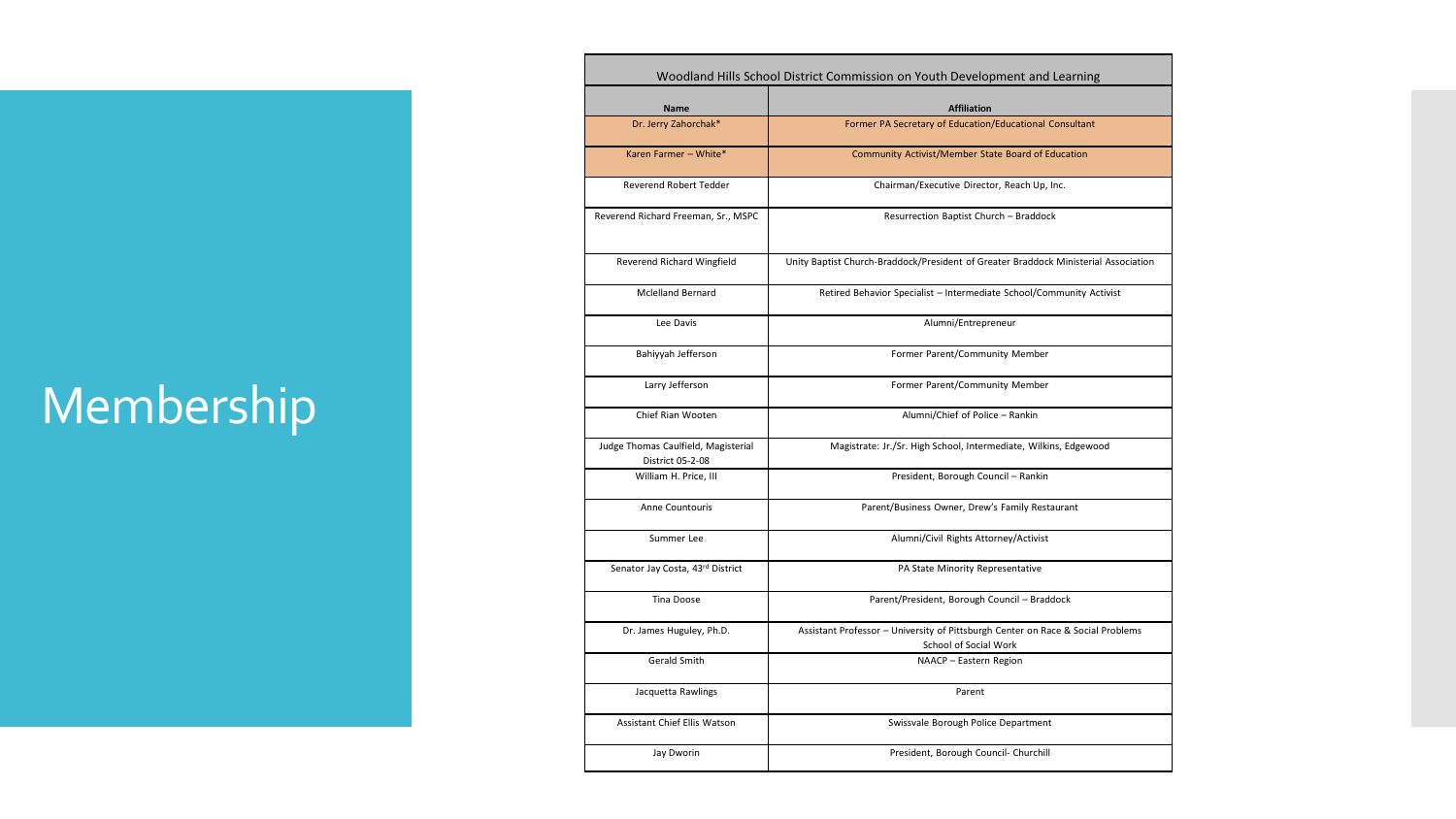# Membership

| Woodland Hills School District Commission on Youth Development and Learning | |
|---|---|
| **Name** | **Affiliation** |
| Dr. Jerry Zahorchak* | Former PA Secretary of Education/Educational Consultant |
| Karen Farmer – White* | Community Activist/Member State Board of Education |
| Reverend Robert Tedder | Chairman/Executive Director, Reach Up, Inc. |
| Reverend Richard Freeman, Sr., MSPC | Resurrection Baptist Church – Braddock |
| Reverend Richard Wingfield | Unity Baptist Church-Braddock/President of Greater Braddock Ministerial Association |
| Mclelland Bernard | Retired Behavior Specialist – Intermediate School/Community Activist |
| Lee Davis | Alumni/Entrepreneur |
| Bahiyyah Jefferson | Former Parent/Community Member |
| Larry Jefferson | Former Parent/Community Member |
| Chief Rian Wooten | Alumni/Chief of Police – Rankin |
| Judge Thomas Caulfield, Magisterial District 05-2-08 | Magistrate: Jr./Sr. High School, Intermediate, Wilkins, Edgewood |
| William H. Price, III | President, Borough Council – Rankin |
| Anne Countouris | Parent/Business Owner, Drew's Family Restaurant |
| Summer Lee | Alumni/Civil Rights Attorney/Activist |
| Senator Jay Costa, 43rd District | PA State Minority Representative |
| Tina Doose | Parent/President, Borough Council – Braddock |
| Dr. James Huguley, Ph.D. | Assistant Professor – University of Pittsburgh Center on Race & Social Problems School of Social Work |
| Gerald Smith | NAACP – Eastern Region |
| Jacquetta Rawlings | Parent |
| Assistant Chief Ellis Watson | Swissvale Borough Police Department |
| Jay Dworin | President, Borough Council- Churchill |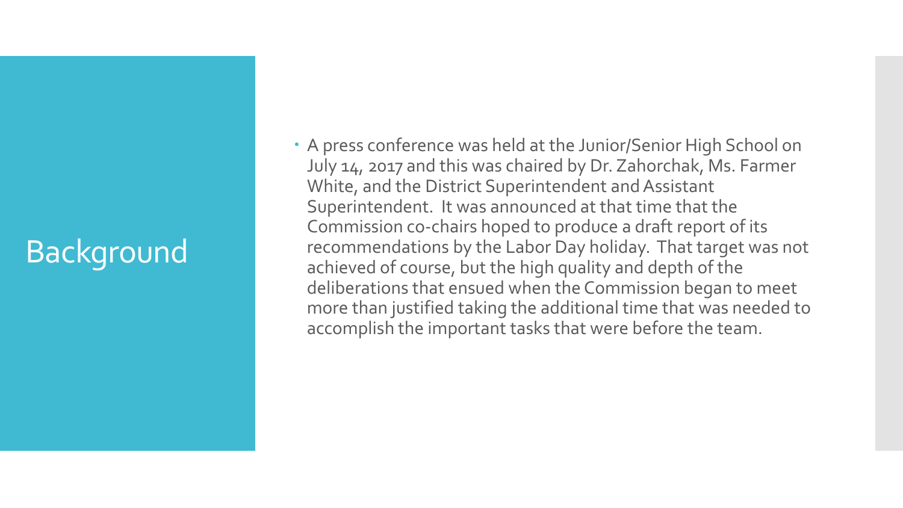# Background

- A press conference was held at the Junior/Senior High School on July 14, 2017 and this was chaired by Dr. Zahorchak, Ms. Farmer White, and the District Superintendent and Assistant Superintendent. It was announced at that time that the Commission co-chairs hoped to produce a draft report of its recommendations by the Labor Day holiday. That target was not achieved of course, but the high quality and depth of the deliberations that ensued when the Commission began to meet more than justified taking the additional time that was needed to accomplish the important tasks that were before the team.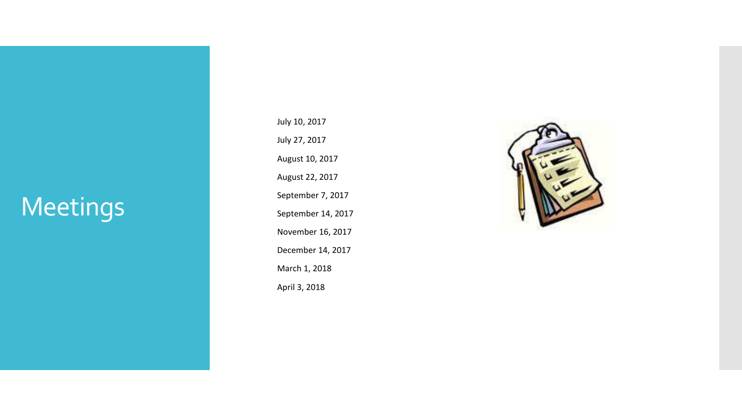# Meetings

July 10, 2017

July 27, 2017

August 10, 2017

August 22, 2017

September 7, 2017

September 14, 2017

November 16, 2017

December 14, 2017

March 1, 2018

April 3, 2018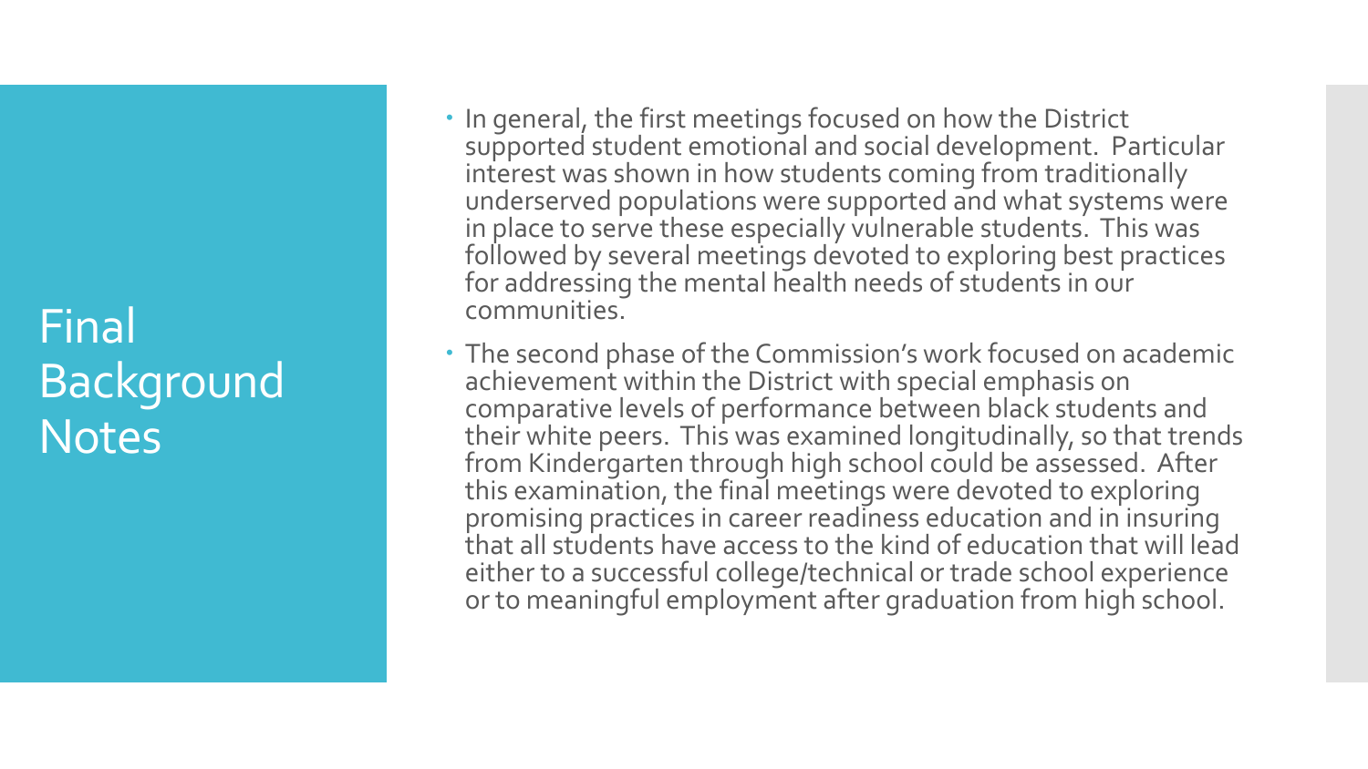# Final Background Notes

- In general, the first meetings focused on how the District supported student emotional and social development. Particular interest was shown in how students coming from traditionally underserved populations were supported and what systems were in place to serve these especially vulnerable students. This was followed by several meetings devoted to exploring best practices for addressing the mental health needs of students in our communities.
- The second phase of the Commission's work focused on academic achievement within the District with special emphasis on comparative levels of performance between black students and their white peers. This was examined longitudinally, so that trends from Kindergarten through high school could be assessed. After this examination, the final meetings were devoted to exploring promising practices in career readiness education and in insuring that all students have access to the kind of education that will lead either to a successful college/technical or trade school experience or to meaningful employment after graduation from high school.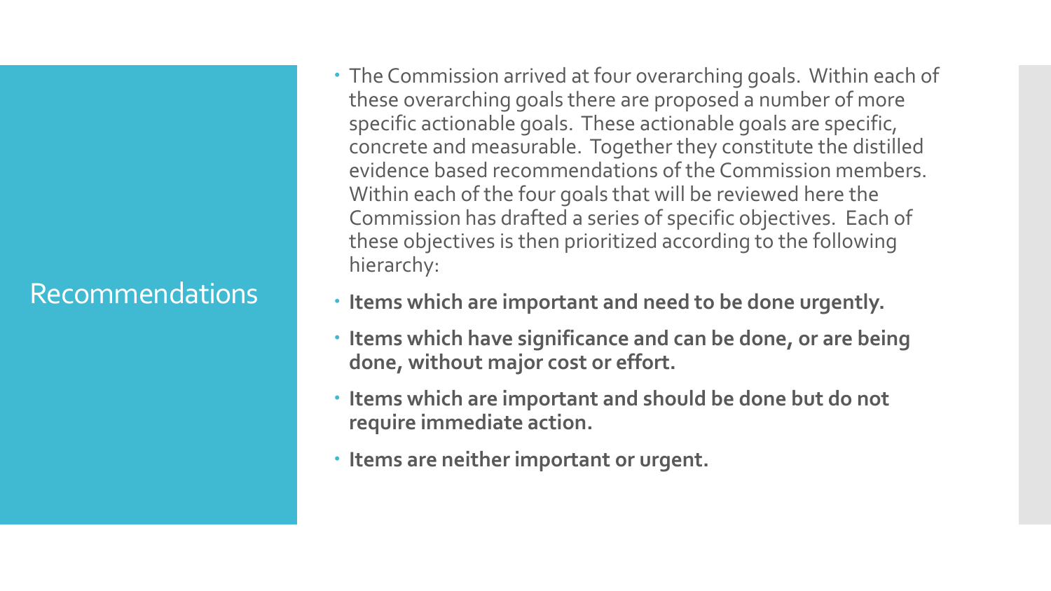## Recommendations

- The Commission arrived at four overarching goals. Within each of these overarching goals there are proposed a number of more specific actionable goals. These actionable goals are specific, concrete and measurable. Together they constitute the distilled evidence based recommendations of the Commission members. Within each of the four goals that will be reviewed here the Commission has drafted a series of specific objectives. Each of these objectives is then prioritized according to the following hierarchy:
- **Items which are important and need to be done urgently.**
- **Items which have significance and can be done, or are being done, without major cost or effort.**
- **Items which are important and should be done but do not require immediate action.**
- **Items are neither important or urgent.**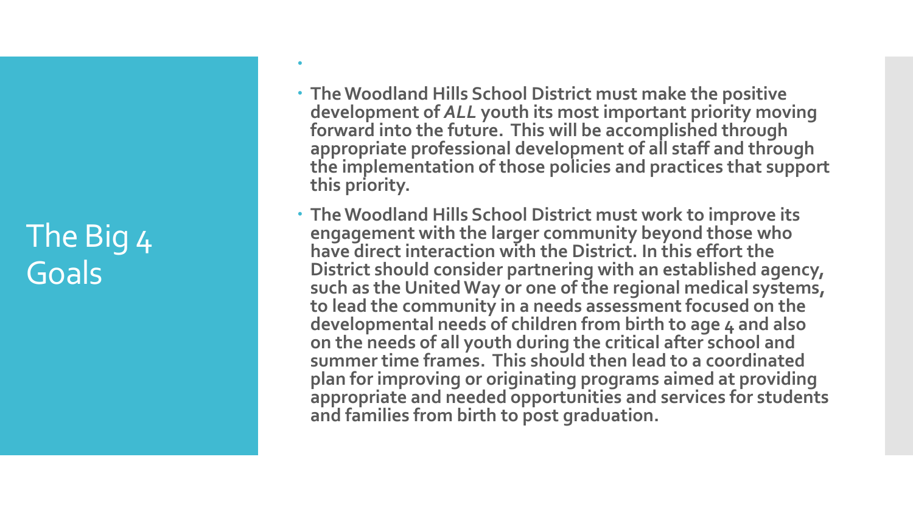# The Big 4 Goals

- **The Woodland Hills School District must make the positive development of *ALL* youth its most important priority moving forward into the future. This will be accomplished through appropriate professional development of all staff and through the implementation of those policies and practices that support this priority.**
- **The Woodland Hills School District must work to improve its engagement with the larger community beyond those who have direct interaction with the District. In this effort the District should consider partnering with an established agency, such as the United Way or one of the regional medical systems, to lead the community in a needs assessment focused on the developmental needs of children from birth to age 4 and also on the needs of all youth during the critical after school and summer time frames. This should then lead to a coordinated plan for improving or originating programs aimed at providing appropriate and needed opportunities and services for students and families from birth to post graduation.**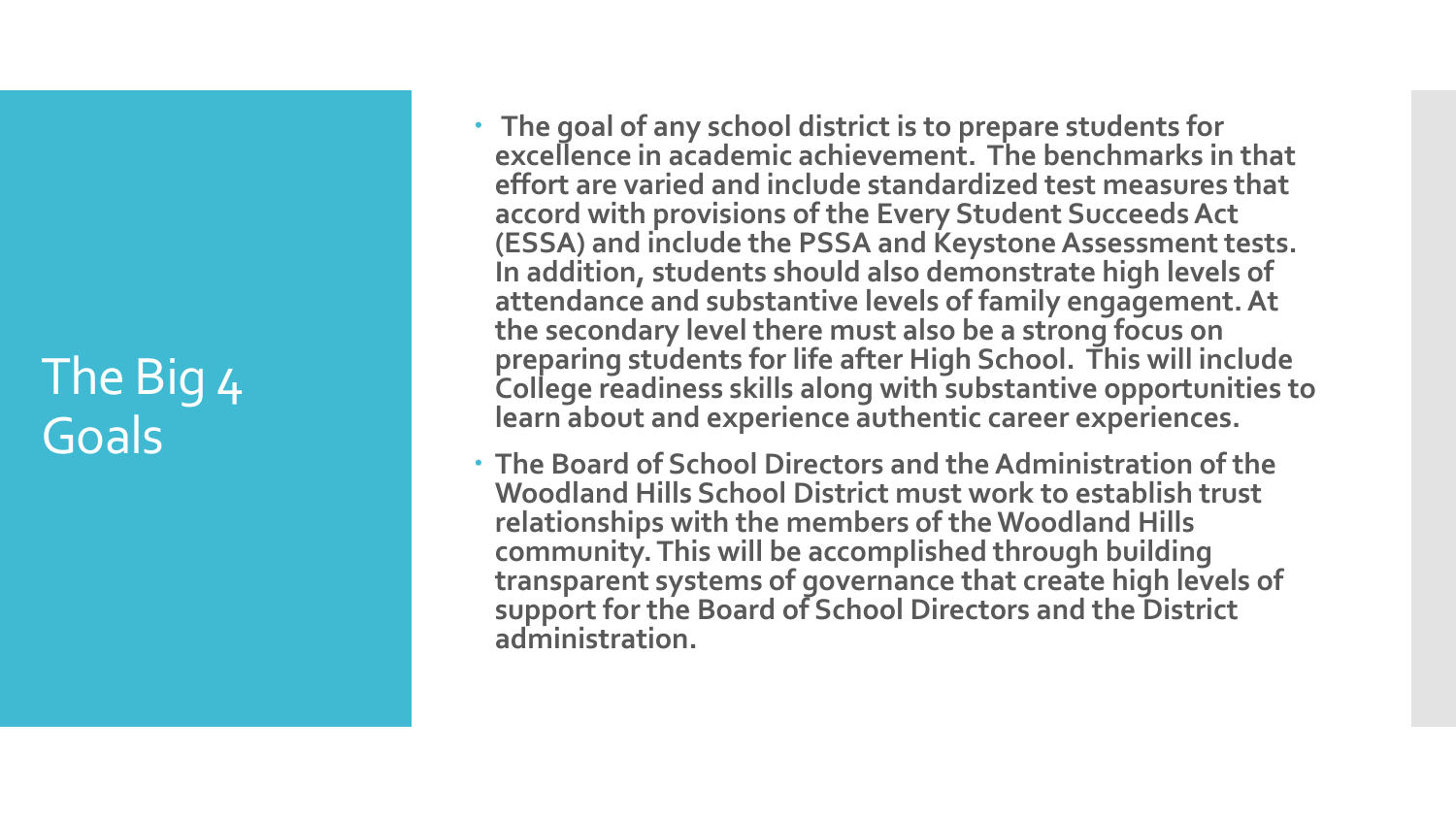# The Big 4 Goals

- The goal of any school district is to prepare students for excellence in academic achievement. The benchmarks in that effort are varied and include standardized test measures that accord with provisions of the Every Student Succeeds Act (ESSA) and include the PSSA and Keystone Assessment tests. In addition, students should also demonstrate high levels of attendance and substantive levels of family engagement. At the secondary level there must also be a strong focus on preparing students for life after High School. This will include College readiness skills along with substantive opportunities to learn about and experience authentic career experiences.
- The Board of School Directors and the Administration of the Woodland Hills School District must work to establish trust relationships with the members of the Woodland Hills community. This will be accomplished through building transparent systems of governance that create high levels of support for the Board of School Directors and the District administration.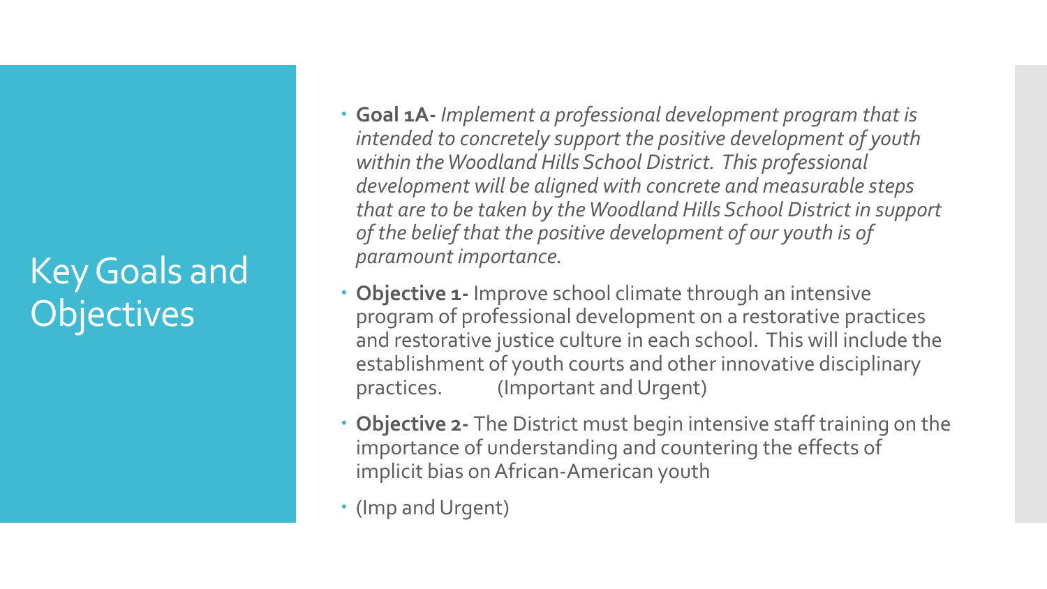# Key Goals and Objectives

- **Goal 1A-** *Implement a professional development program that is intended to concretely support the positive development of youth within the Woodland Hills School District. This professional development will be aligned with concrete and measurable steps that are to be taken by the Woodland Hills School District in support of the belief that the positive development of our youth is of paramount importance.*
- **Objective 1-** Improve school climate through an intensive program of professional development on a restorative practices and restorative justice culture in each school. This will include the establishment of youth courts and other innovative disciplinary practices. (Important and Urgent)
- **Objective 2-** The District must begin intensive staff training on the importance of understanding and countering the effects of implicit bias on African-American youth
- (Imp and Urgent)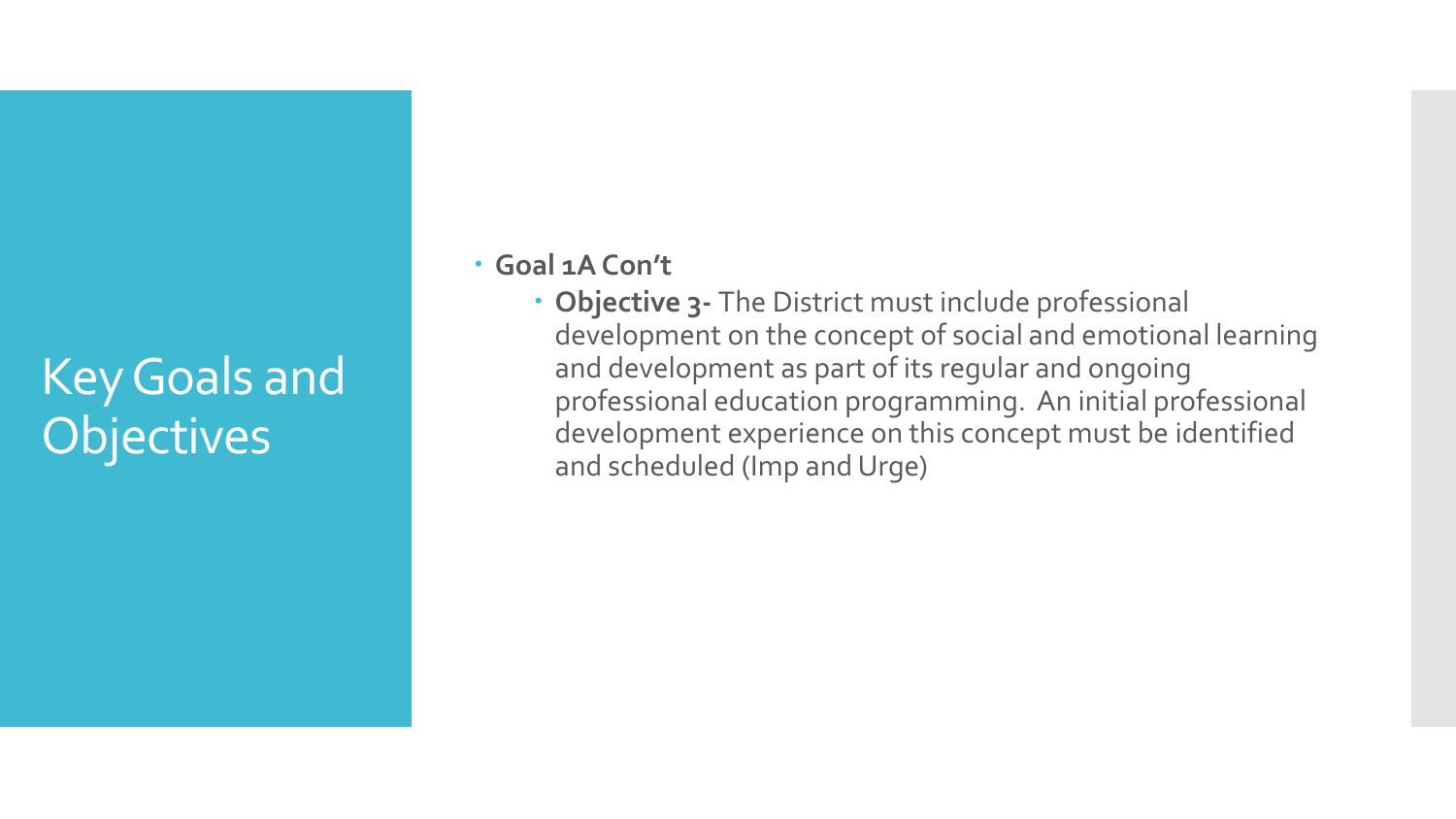# Key Goals and Objectives

- **Goal 1A Con't**
  - **Objective 3-** The District must include professional development on the concept of social and emotional learning and development as part of its regular and ongoing professional education programming. An initial professional development experience on this concept must be identified and scheduled (Imp and Urge)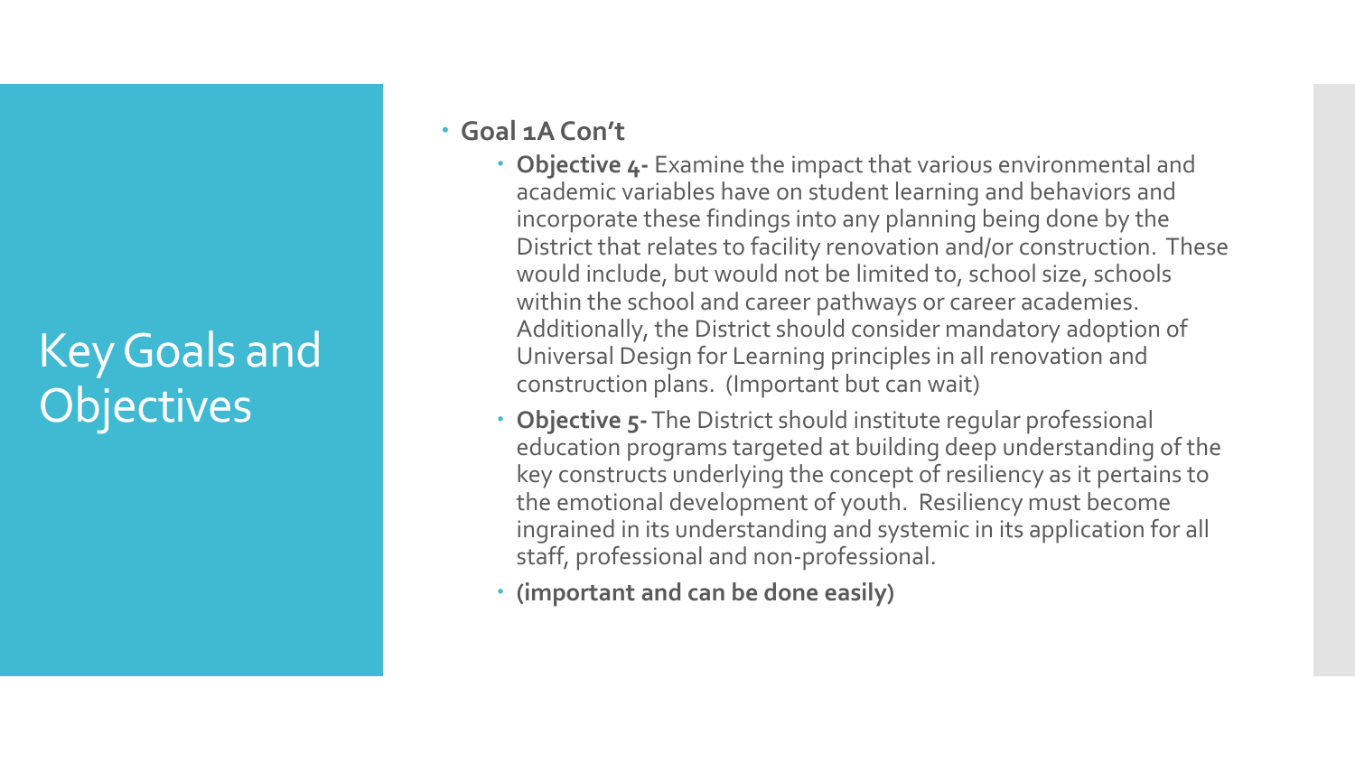# Key Goals and Objectives

- **Goal 1A Con't**
  - **Objective 4-** Examine the impact that various environmental and academic variables have on student learning and behaviors and incorporate these findings into any planning being done by the District that relates to facility renovation and/or construction. These would include, but would not be limited to, school size, schools within the school and career pathways or career academies. Additionally, the District should consider mandatory adoption of Universal Design for Learning principles in all renovation and construction plans. (Important but can wait)
  - **Objective 5-** The District should institute regular professional education programs targeted at building deep understanding of the key constructs underlying the concept of resiliency as it pertains to the emotional development of youth. Resiliency must become ingrained in its understanding and systemic in its application for all staff, professional and non-professional.
  - **(important and can be done easily)**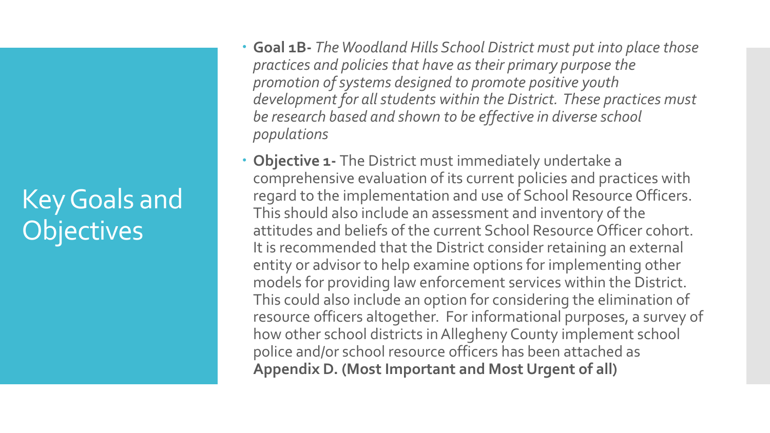# Key Goals and Objectives

- **Goal 1B-** *The Woodland Hills School District must put into place those practices and policies that have as their primary purpose the promotion of systems designed to promote positive youth development for all students within the District. These practices must be research based and shown to be effective in diverse school populations*
- **Objective 1-** The District must immediately undertake a comprehensive evaluation of its current policies and practices with regard to the implementation and use of School Resource Officers. This should also include an assessment and inventory of the attitudes and beliefs of the current School Resource Officer cohort. It is recommended that the District consider retaining an external entity or advisor to help examine options for implementing other models for providing law enforcement services within the District. This could also include an option for considering the elimination of resource officers altogether. For informational purposes, a survey of how other school districts in Allegheny County implement school police and/or school resource officers has been attached as **Appendix D. (Most Important and Most Urgent of all)**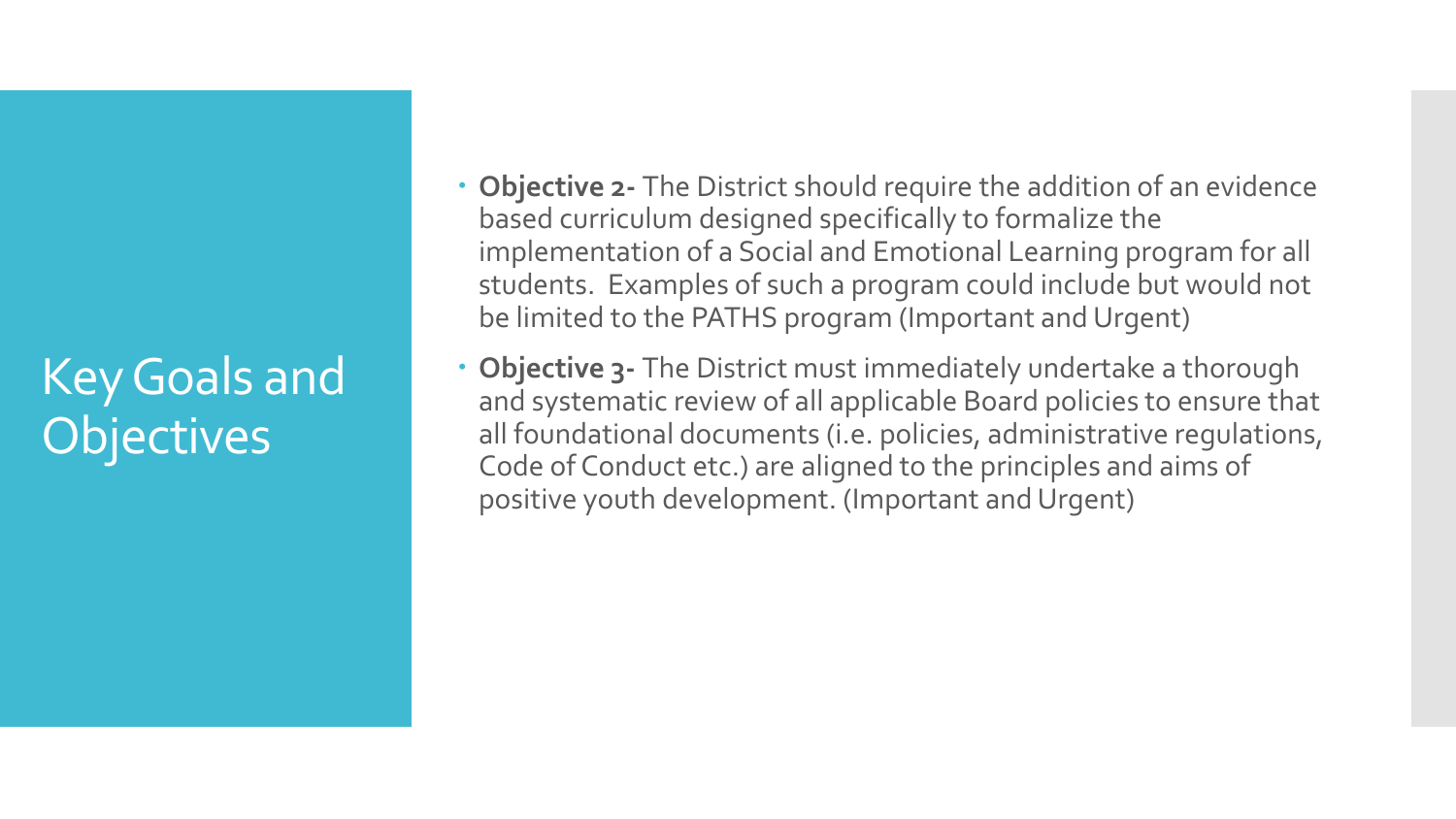# Key Goals and Objectives

- **Objective 2-** The District should require the addition of an evidence based curriculum designed specifically to formalize the implementation of a Social and Emotional Learning program for all students. Examples of such a program could include but would not be limited to the PATHS program (Important and Urgent)
- **Objective 3-** The District must immediately undertake a thorough and systematic review of all applicable Board policies to ensure that all foundational documents (i.e. policies, administrative regulations, Code of Conduct etc.) are aligned to the principles and aims of positive youth development. (Important and Urgent)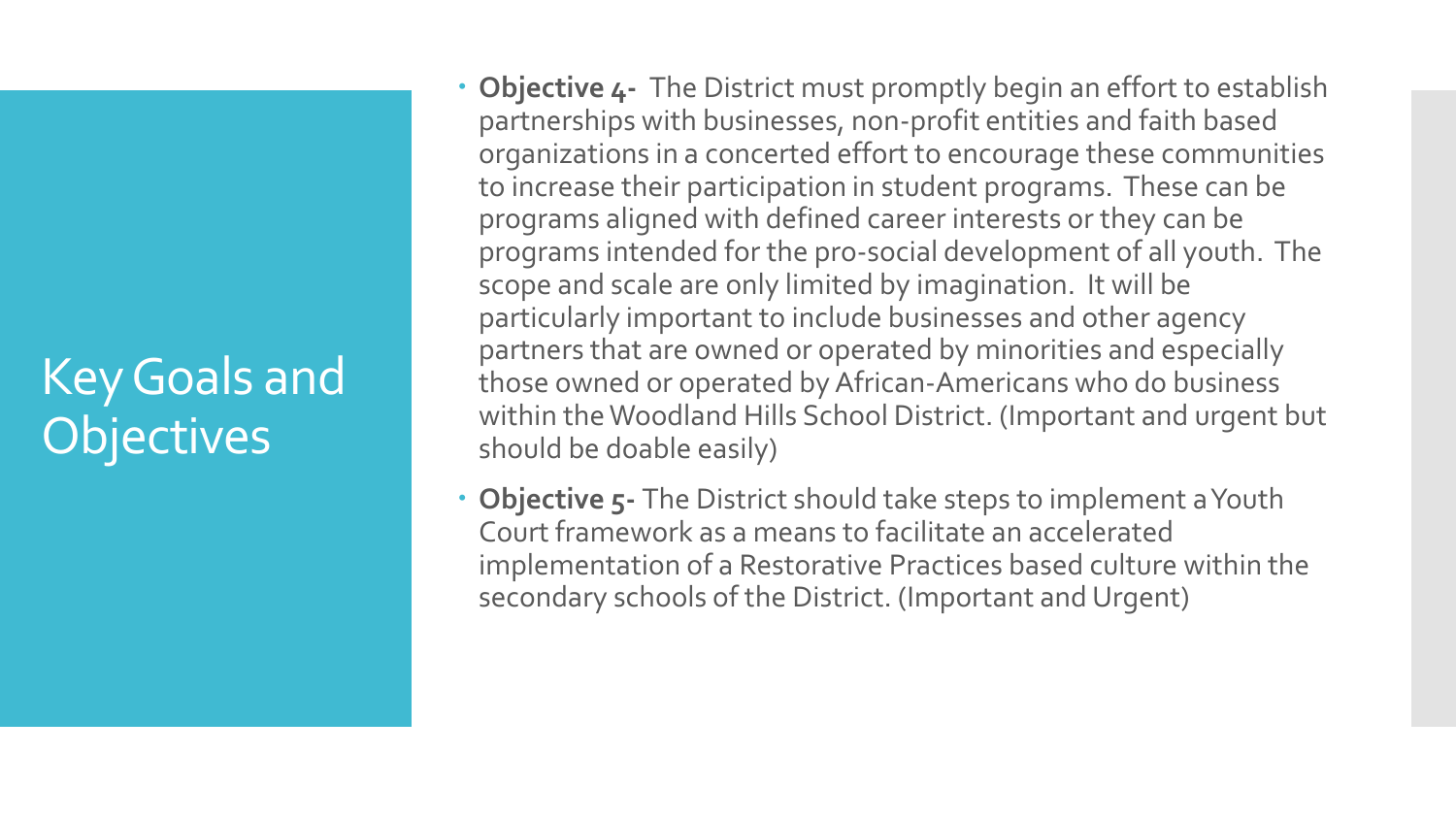# Key Goals and Objectives

- **Objective 4-** The District must promptly begin an effort to establish partnerships with businesses, non-profit entities and faith based organizations in a concerted effort to encourage these communities to increase their participation in student programs. These can be programs aligned with defined career interests or they can be programs intended for the pro-social development of all youth. The scope and scale are only limited by imagination. It will be particularly important to include businesses and other agency partners that are owned or operated by minorities and especially those owned or operated by African-Americans who do business within the Woodland Hills School District. (Important and urgent but should be doable easily)
- **Objective 5-** The District should take steps to implement a Youth Court framework as a means to facilitate an accelerated implementation of a Restorative Practices based culture within the secondary schools of the District. (Important and Urgent)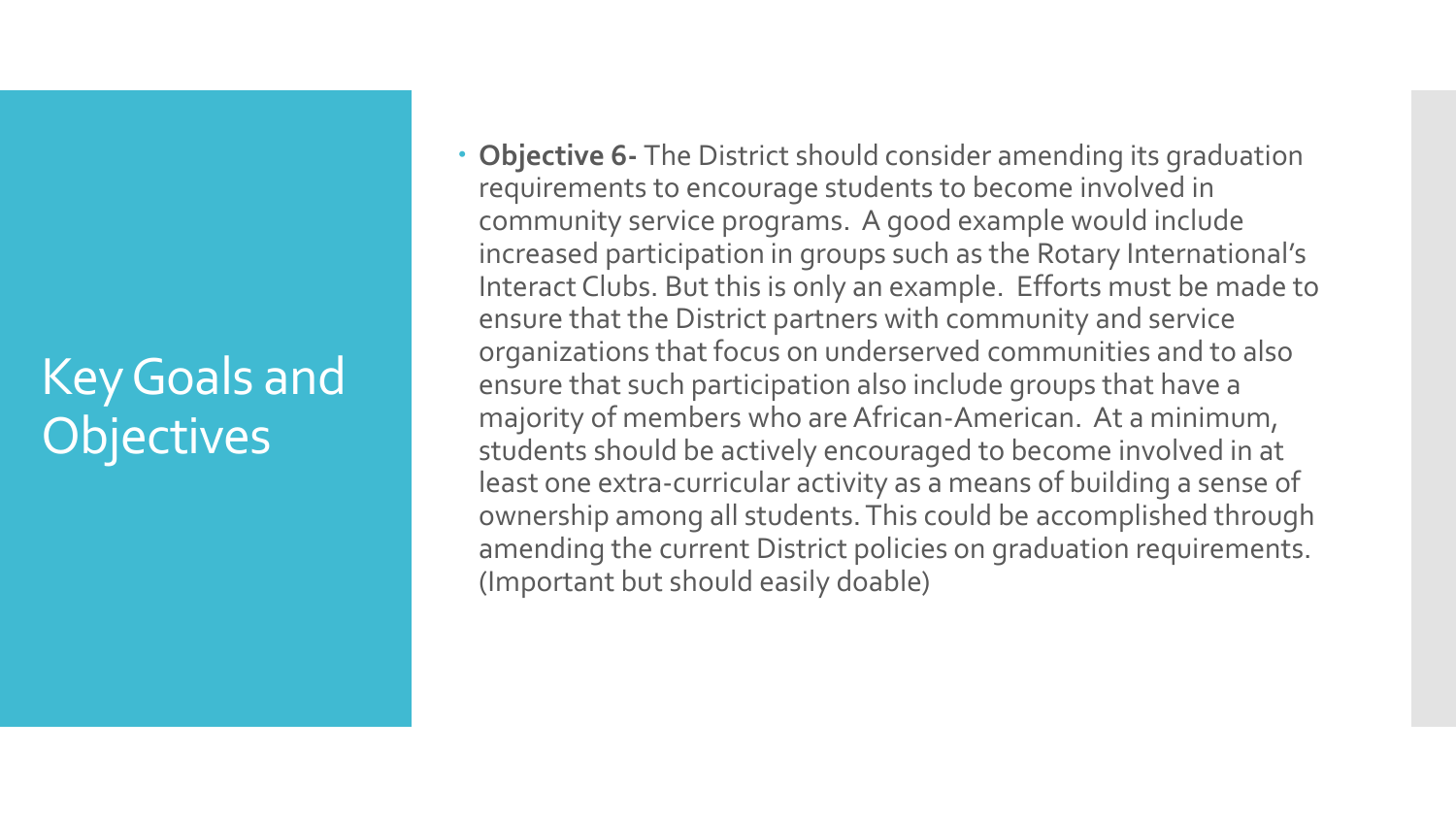# Key Goals and Objectives

- **Objective 6-** The District should consider amending its graduation requirements to encourage students to become involved in community service programs. A good example would include increased participation in groups such as the Rotary International's Interact Clubs. But this is only an example. Efforts must be made to ensure that the District partners with community and service organizations that focus on underserved communities and to also ensure that such participation also include groups that have a majority of members who are African-American. At a minimum, students should be actively encouraged to become involved in at least one extra-curricular activity as a means of building a sense of ownership among all students. This could be accomplished through amending the current District policies on graduation requirements. (Important but should easily doable)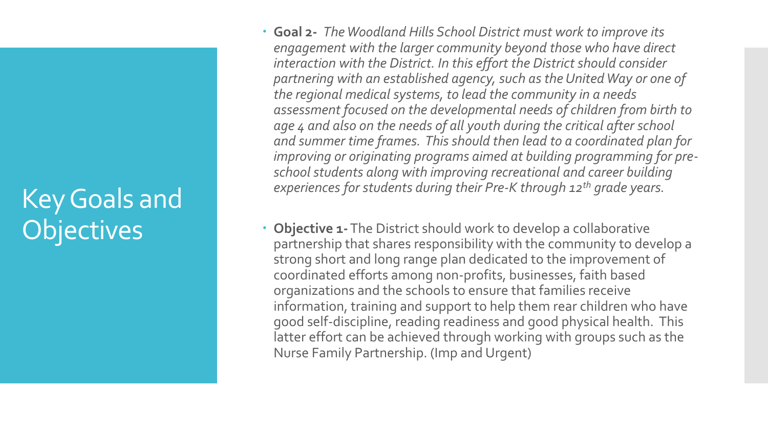# Key Goals and Objectives

- **Goal 2-** *The Woodland Hills School District must work to improve its engagement with the larger community beyond those who have direct interaction with the District. In this effort the District should consider partnering with an established agency, such as the United Way or one of the regional medical systems, to lead the community in a needs assessment focused on the developmental needs of children from birth to age 4 and also on the needs of all youth during the critical after school and summer time frames. This should then lead to a coordinated plan for improving or originating programs aimed at building programming for pre-school students along with improving recreational and career building experiences for students during their Pre-K through 12th grade years.*

- **Objective 1-** The District should work to develop a collaborative partnership that shares responsibility with the community to develop a strong short and long range plan dedicated to the improvement of coordinated efforts among non-profits, businesses, faith based organizations and the schools to ensure that families receive information, training and support to help them rear children who have good self-discipline, reading readiness and good physical health. This latter effort can be achieved through working with groups such as the Nurse Family Partnership. (Imp and Urgent)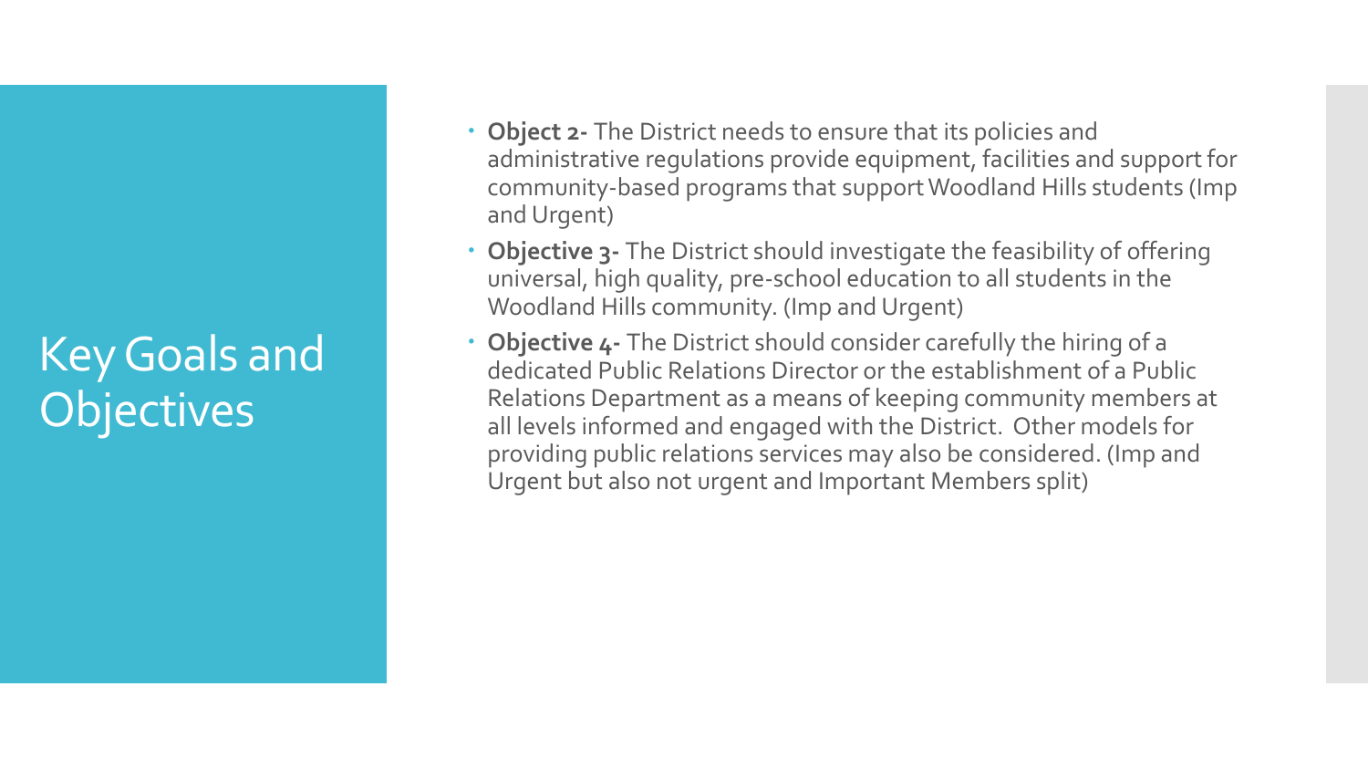# Key Goals and Objectives

- **Object 2-** The District needs to ensure that its policies and administrative regulations provide equipment, facilities and support for community-based programs that support Woodland Hills students (Imp and Urgent)
- **Objective 3-** The District should investigate the feasibility of offering universal, high quality, pre-school education to all students in the Woodland Hills community. (Imp and Urgent)
- **Objective 4-** The District should consider carefully the hiring of a dedicated Public Relations Director or the establishment of a Public Relations Department as a means of keeping community members at all levels informed and engaged with the District. Other models for providing public relations services may also be considered. (Imp and Urgent but also not urgent and Important Members split)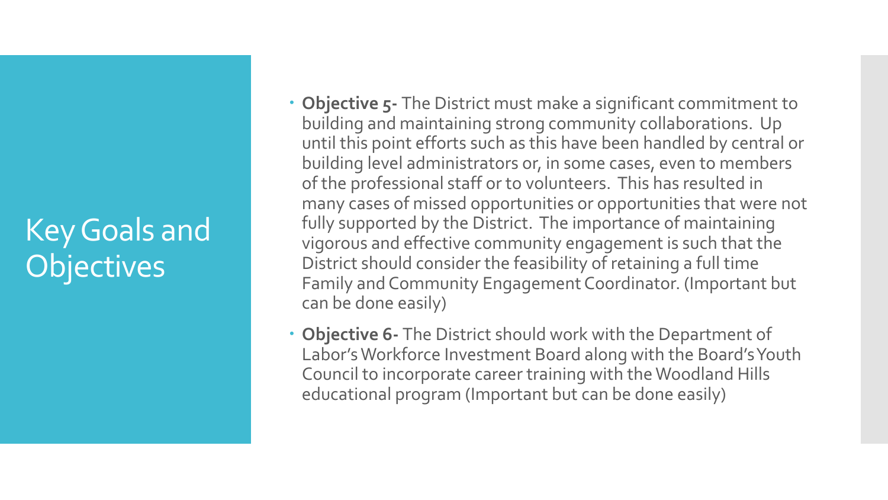# Key Goals and Objectives

- **Objective 5-** The District must make a significant commitment to building and maintaining strong community collaborations. Up until this point efforts such as this have been handled by central or building level administrators or, in some cases, even to members of the professional staff or to volunteers. This has resulted in many cases of missed opportunities or opportunities that were not fully supported by the District. The importance of maintaining vigorous and effective community engagement is such that the District should consider the feasibility of retaining a full time Family and Community Engagement Coordinator. (Important but can be done easily)
- **Objective 6-** The District should work with the Department of Labor's Workforce Investment Board along with the Board's Youth Council to incorporate career training with the Woodland Hills educational program (Important but can be done easily)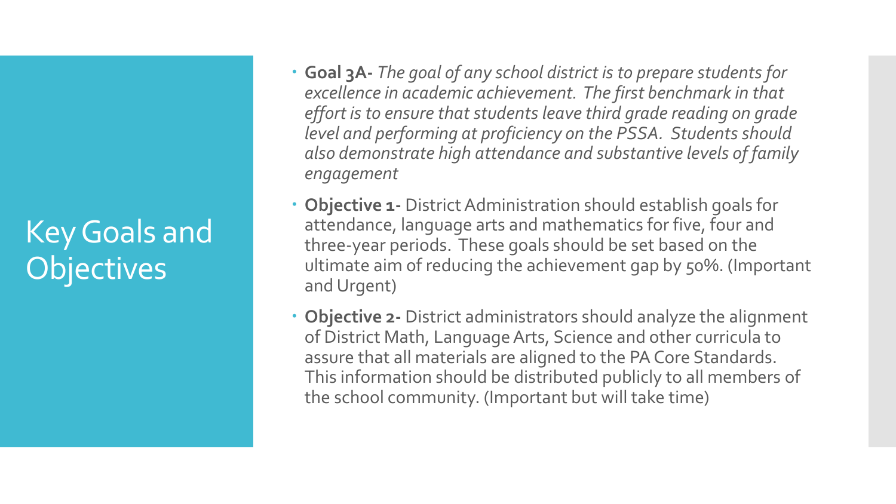# Key Goals and Objectives

- **Goal 3A-** *The goal of any school district is to prepare students for excellence in academic achievement. The first benchmark in that effort is to ensure that students leave third grade reading on grade level and performing at proficiency on the PSSA. Students should also demonstrate high attendance and substantive levels of family engagement*
- **Objective 1-** District Administration should establish goals for attendance, language arts and mathematics for five, four and three-year periods. These goals should be set based on the ultimate aim of reducing the achievement gap by 50%. (Important and Urgent)
- **Objective 2-** District administrators should analyze the alignment of District Math, Language Arts, Science and other curricula to assure that all materials are aligned to the PA Core Standards. This information should be distributed publicly to all members of the school community. (Important but will take time)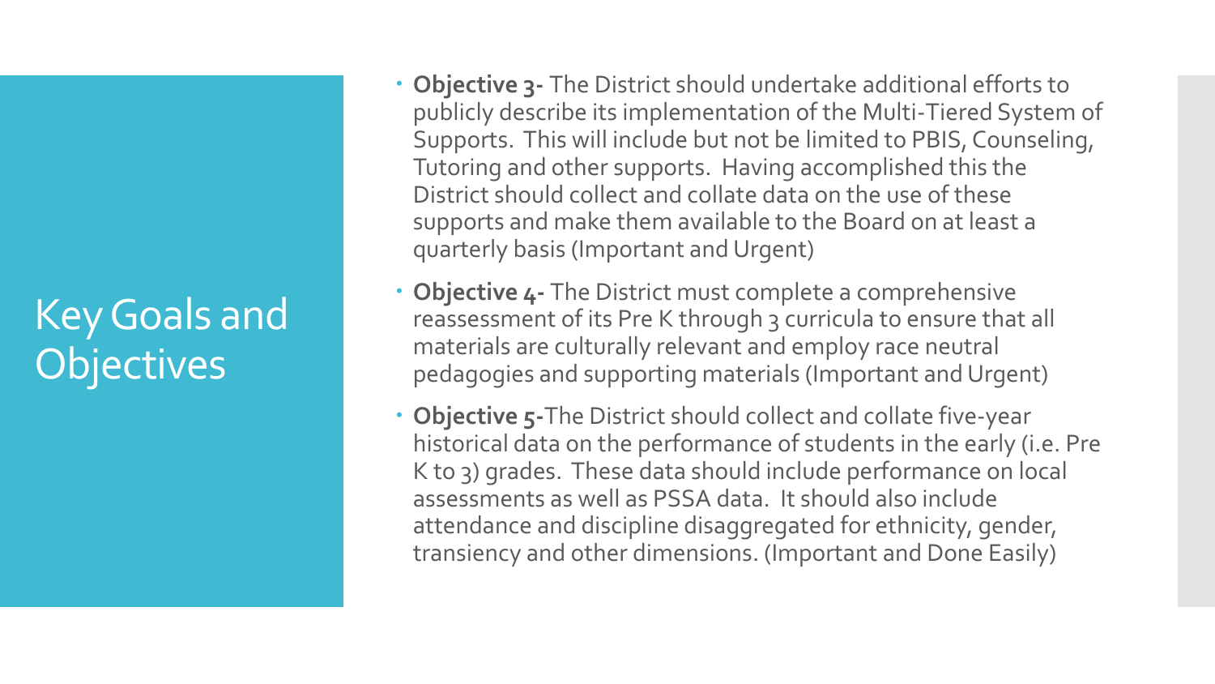# Key Goals and Objectives

- **Objective 3-** The District should undertake additional efforts to publicly describe its implementation of the Multi-Tiered System of Supports. This will include but not be limited to PBIS, Counseling, Tutoring and other supports. Having accomplished this the District should collect and collate data on the use of these supports and make them available to the Board on at least a quarterly basis (Important and Urgent)
- **Objective 4-** The District must complete a comprehensive reassessment of its Pre K through 3 curricula to ensure that all materials are culturally relevant and employ race neutral pedagogies and supporting materials (Important and Urgent)
- **Objective 5-**The District should collect and collate five-year historical data on the performance of students in the early (i.e. Pre K to 3) grades. These data should include performance on local assessments as well as PSSA data. It should also include attendance and discipline disaggregated for ethnicity, gender, transiency and other dimensions. (Important and Done Easily)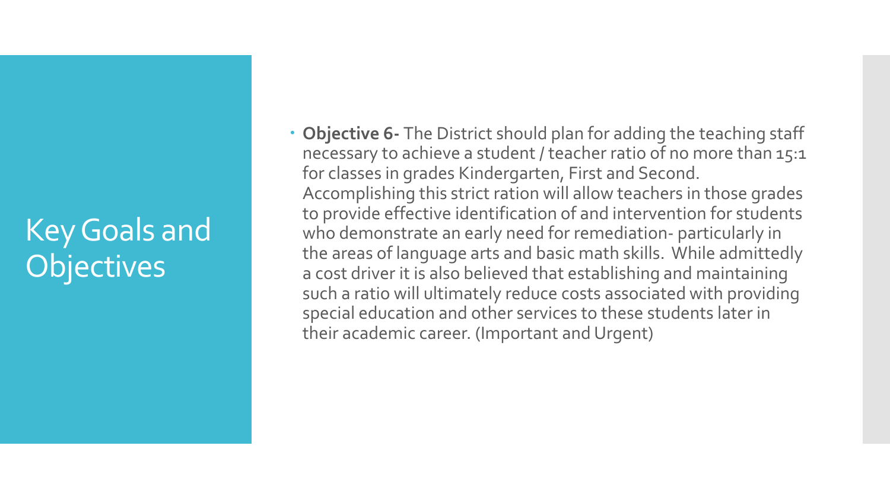# Key Goals and Objectives

- **Objective 6-** The District should plan for adding the teaching staff necessary to achieve a student / teacher ratio of no more than 15:1 for classes in grades Kindergarten, First and Second. Accomplishing this strict ration will allow teachers in those grades to provide effective identification of and intervention for students who demonstrate an early need for remediation- particularly in the areas of language arts and basic math skills. While admittedly a cost driver it is also believed that establishing and maintaining such a ratio will ultimately reduce costs associated with providing special education and other services to these students later in their academic career. (Important and Urgent)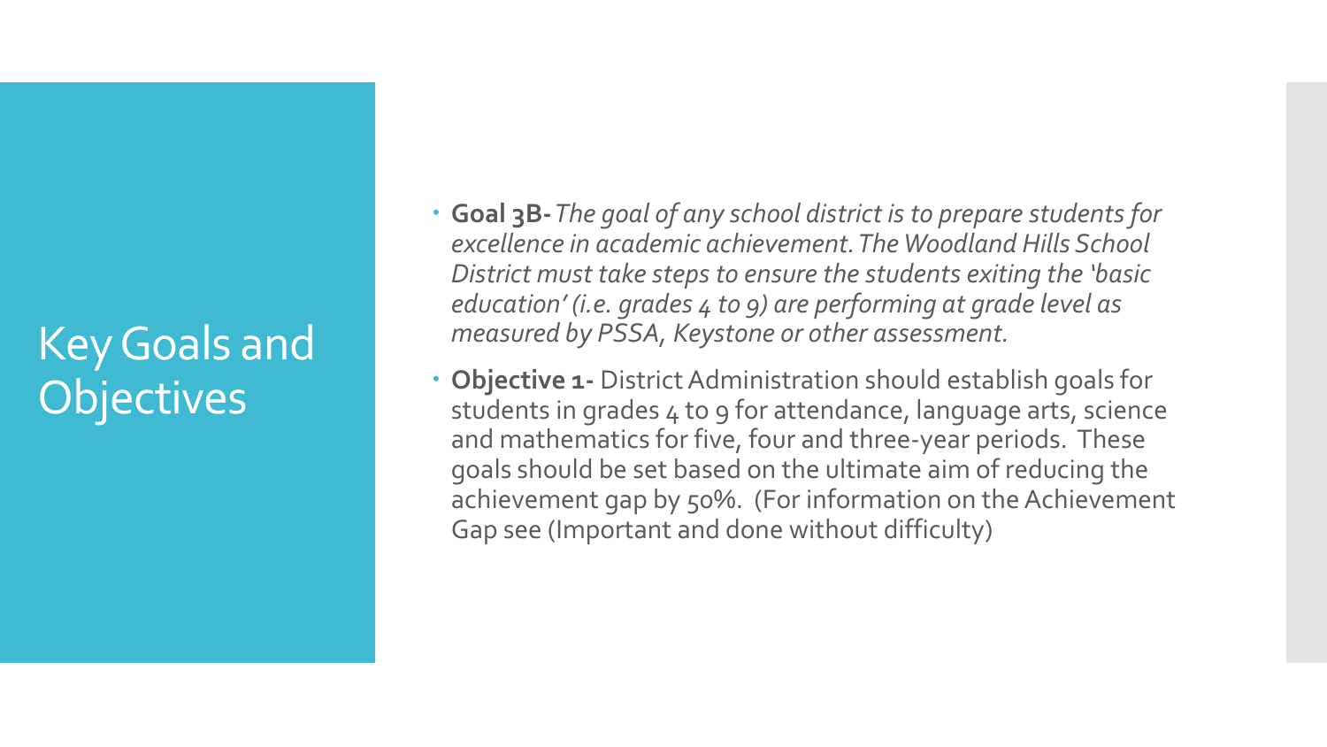# Key Goals and Objectives

- **Goal 3B-** *The goal of any school district is to prepare students for excellence in academic achievement. The Woodland Hills School District must take steps to ensure the students exiting the 'basic education' (i.e. grades 4 to 9) are performing at grade level as measured by PSSA, Keystone or other assessment.*
- **Objective 1-** District Administration should establish goals for students in grades 4 to 9 for attendance, language arts, science and mathematics for five, four and three-year periods. These goals should be set based on the ultimate aim of reducing the achievement gap by 50%. (For information on the Achievement Gap see (Important and done without difficulty)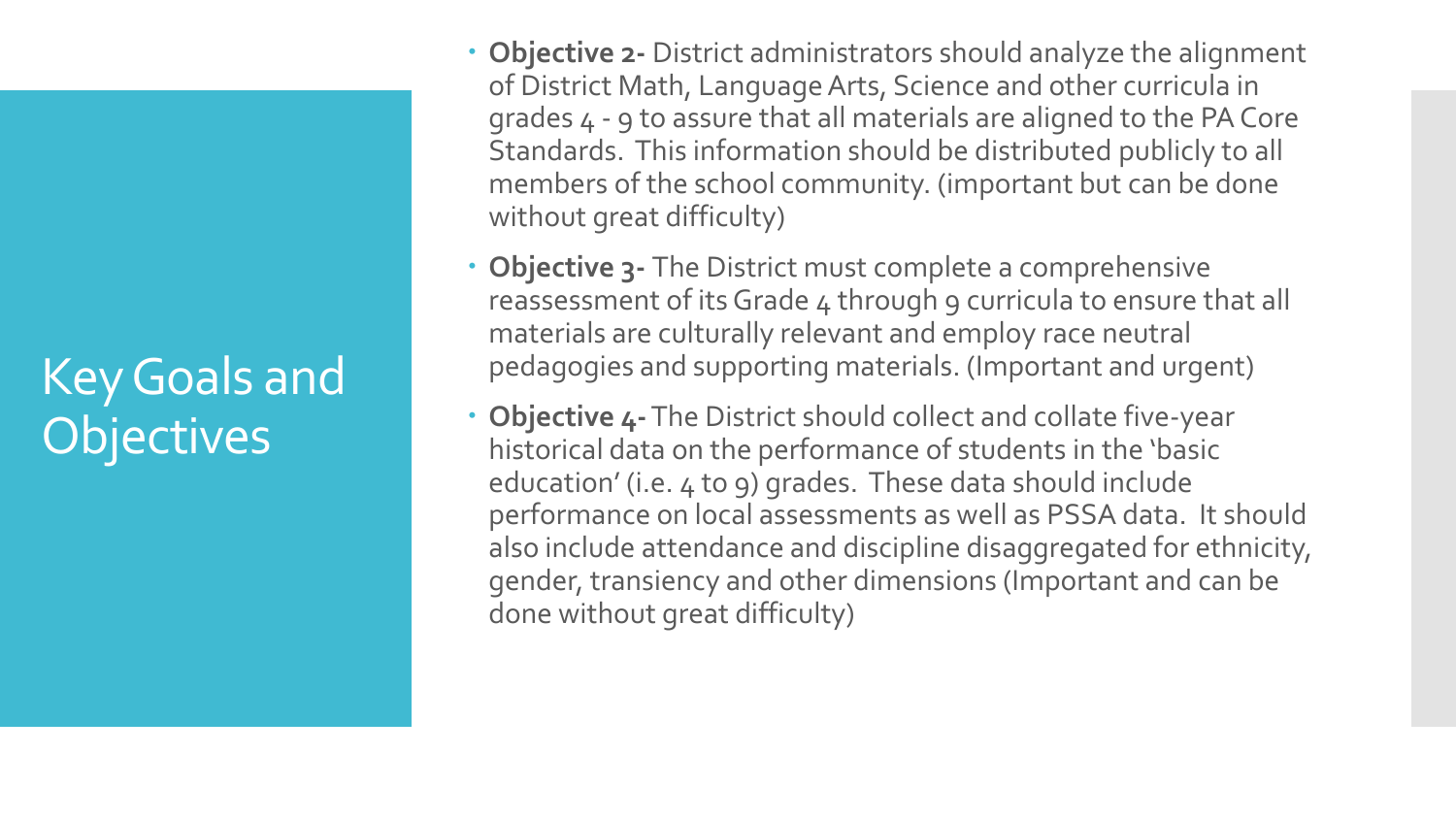# Key Goals and Objectives

- **Objective 2-** District administrators should analyze the alignment of District Math, Language Arts, Science and other curricula in grades 4 - 9 to assure that all materials are aligned to the PA Core Standards. This information should be distributed publicly to all members of the school community. (important but can be done without great difficulty)
- **Objective 3-** The District must complete a comprehensive reassessment of its Grade 4 through 9 curricula to ensure that all materials are culturally relevant and employ race neutral pedagogies and supporting materials. (Important and urgent)
- **Objective 4-** The District should collect and collate five-year historical data on the performance of students in the 'basic education' (i.e. 4 to 9) grades. These data should include performance on local assessments as well as PSSA data. It should also include attendance and discipline disaggregated for ethnicity, gender, transiency and other dimensions (Important and can be done without great difficulty)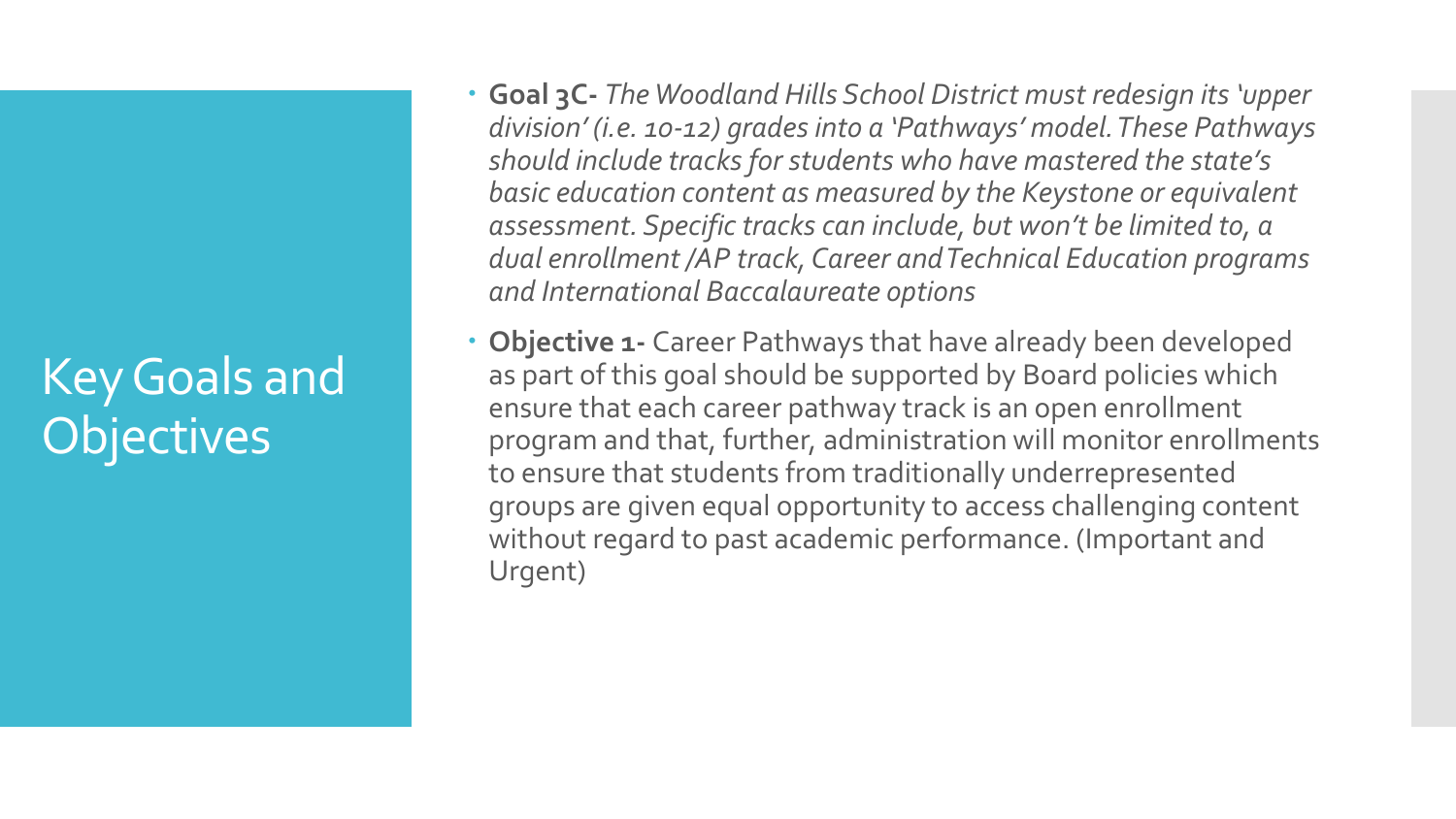# Key Goals and Objectives

- **Goal 3C-** *The Woodland Hills School District must redesign its 'upper division' (i.e. 10-12) grades into a 'Pathways' model. These Pathways should include tracks for students who have mastered the state's basic education content as measured by the Keystone or equivalent assessment. Specific tracks can include, but won't be limited to, a dual enrollment /AP track, Career and Technical Education programs and International Baccalaureate options*
- **Objective 1-** Career Pathways that have already been developed as part of this goal should be supported by Board policies which ensure that each career pathway track is an open enrollment program and that, further, administration will monitor enrollments to ensure that students from traditionally underrepresented groups are given equal opportunity to access challenging content without regard to past academic performance. (Important and Urgent)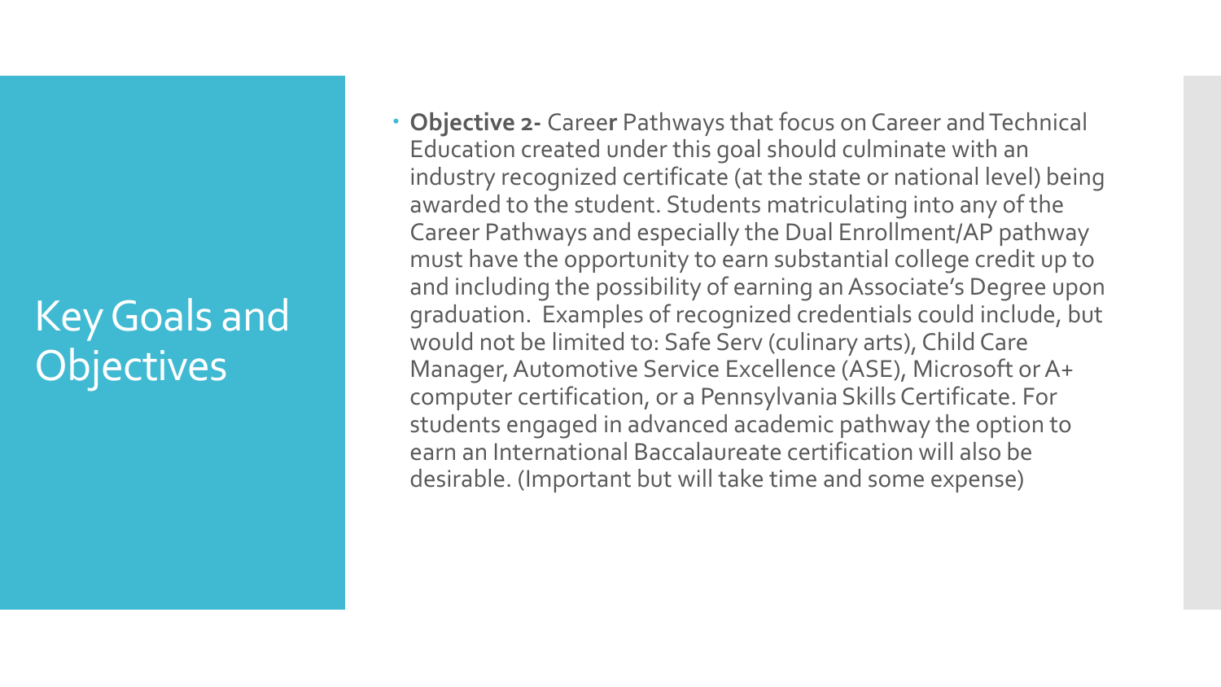# Key Goals and Objectives

- **Objective 2-** Career Pathways that focus on Career and Technical Education created under this goal should culminate with an industry recognized certificate (at the state or national level) being awarded to the student. Students matriculating into any of the Career Pathways and especially the Dual Enrollment/AP pathway must have the opportunity to earn substantial college credit up to and including the possibility of earning an Associate's Degree upon graduation. Examples of recognized credentials could include, but would not be limited to: Safe Serv (culinary arts), Child Care Manager, Automotive Service Excellence (ASE), Microsoft or A+ computer certification, or a Pennsylvania Skills Certificate. For students engaged in advanced academic pathway the option to earn an International Baccalaureate certification will also be desirable. (Important but will take time and some expense)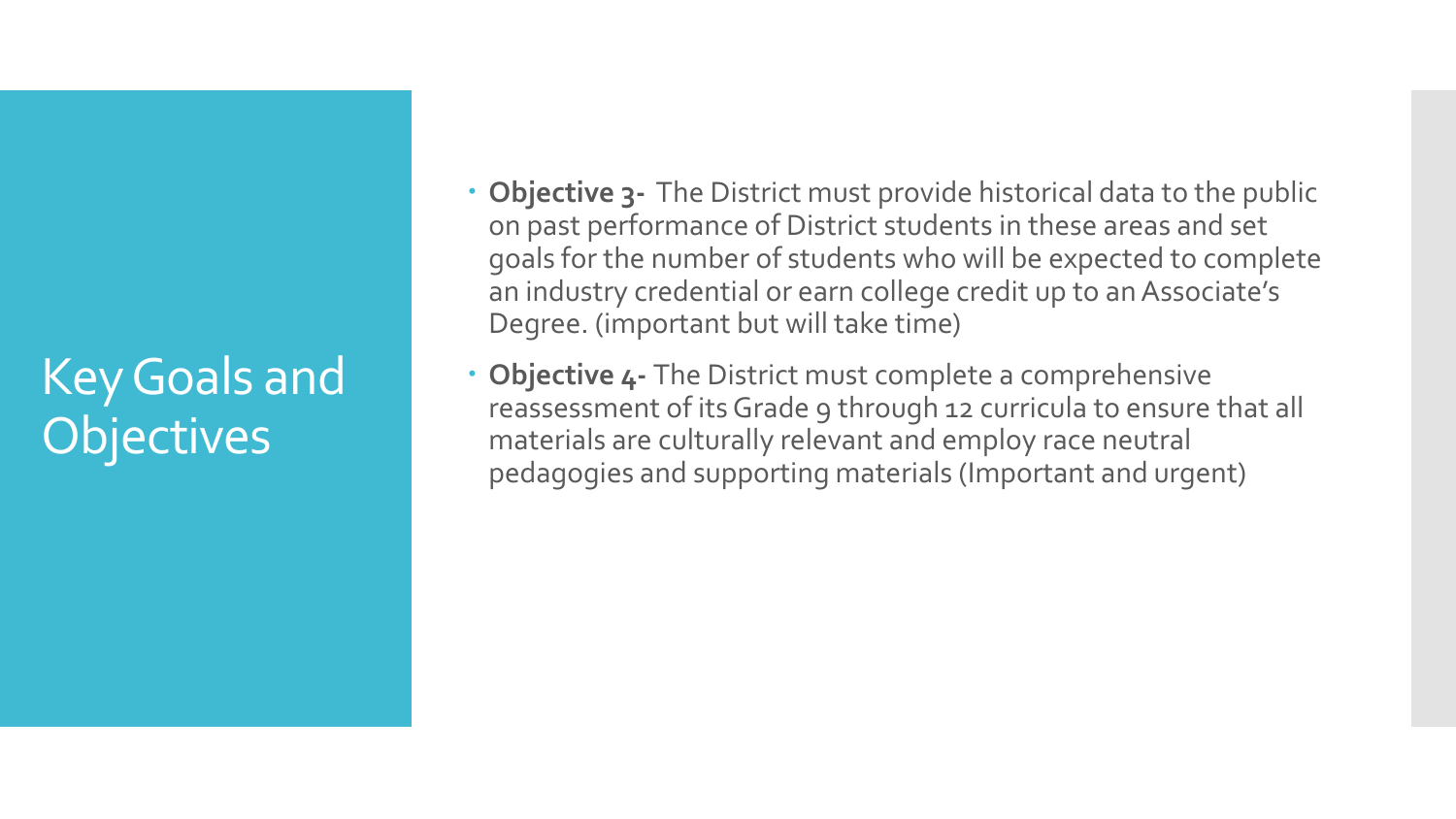# Key Goals and Objectives

- **Objective 3-** The District must provide historical data to the public on past performance of District students in these areas and set goals for the number of students who will be expected to complete an industry credential or earn college credit up to an Associate's Degree. (important but will take time)
- **Objective 4-** The District must complete a comprehensive reassessment of its Grade 9 through 12 curricula to ensure that all materials are culturally relevant and employ race neutral pedagogies and supporting materials (Important and urgent)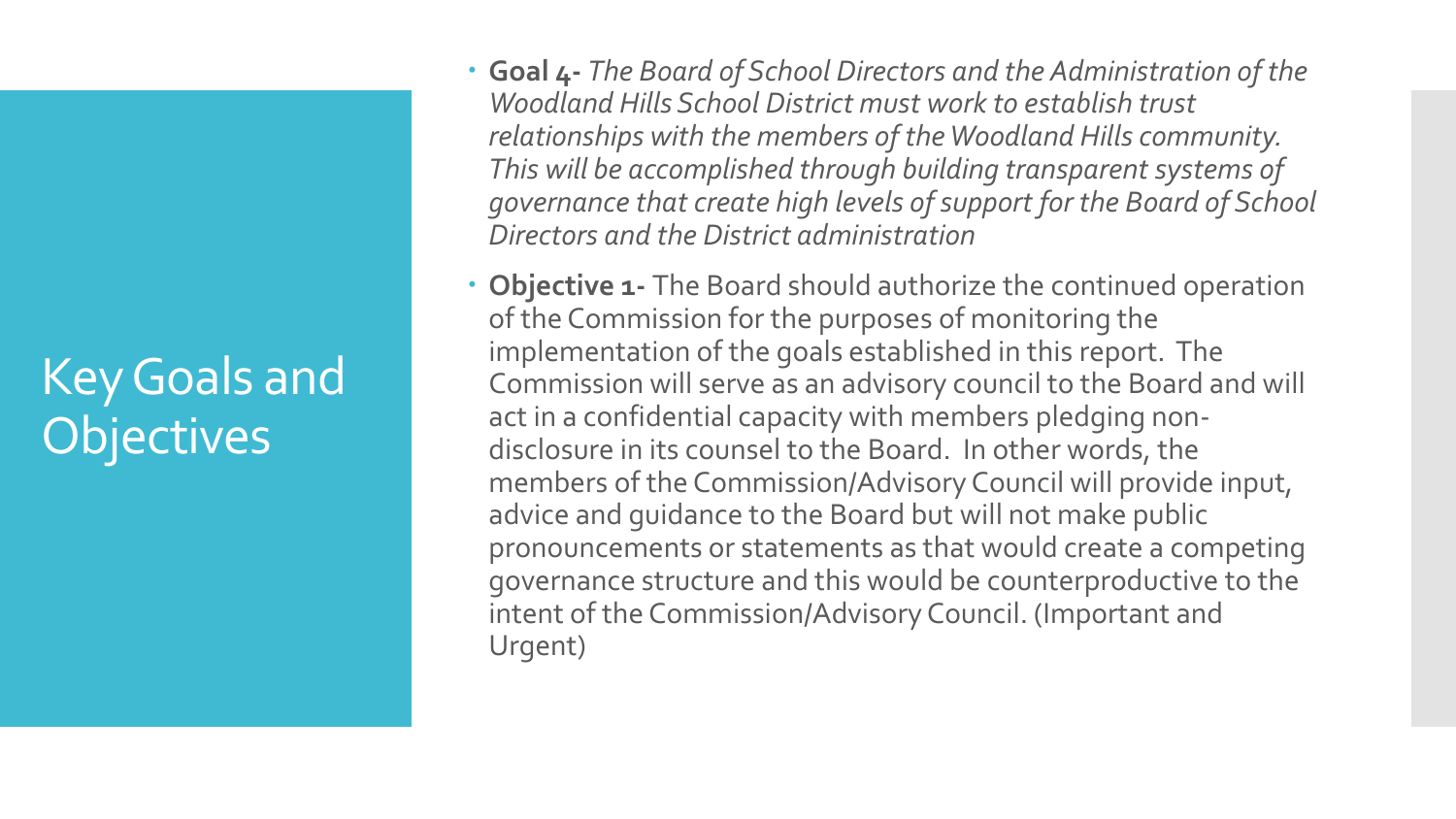# Key Goals and Objectives

- **Goal 4-** *The Board of School Directors and the Administration of the Woodland Hills School District must work to establish trust relationships with the members of the Woodland Hills community. This will be accomplished through building transparent systems of governance that create high levels of support for the Board of School Directors and the District administration*
- **Objective 1-** The Board should authorize the continued operation of the Commission for the purposes of monitoring the implementation of the goals established in this report. The Commission will serve as an advisory council to the Board and will act in a confidential capacity with members pledging non-disclosure in its counsel to the Board. In other words, the members of the Commission/Advisory Council will provide input, advice and guidance to the Board but will not make public pronouncements or statements as that would create a competing governance structure and this would be counterproductive to the intent of the Commission/Advisory Council. (Important and Urgent)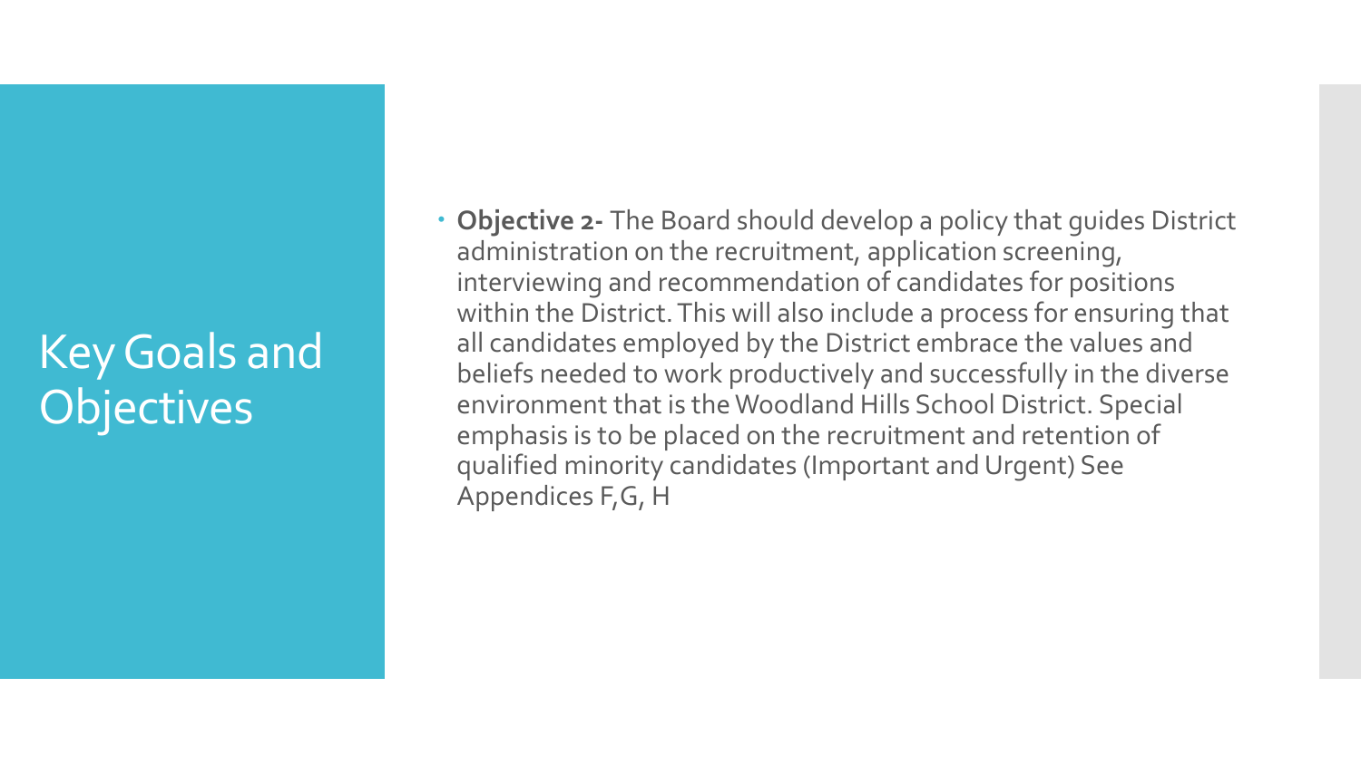# Key Goals and Objectives

- **Objective 2-** The Board should develop a policy that guides District administration on the recruitment, application screening, interviewing and recommendation of candidates for positions within the District. This will also include a process for ensuring that all candidates employed by the District embrace the values and beliefs needed to work productively and successfully in the diverse environment that is the Woodland Hills School District. Special emphasis is to be placed on the recruitment and retention of qualified minority candidates (Important and Urgent) See Appendices F,G, H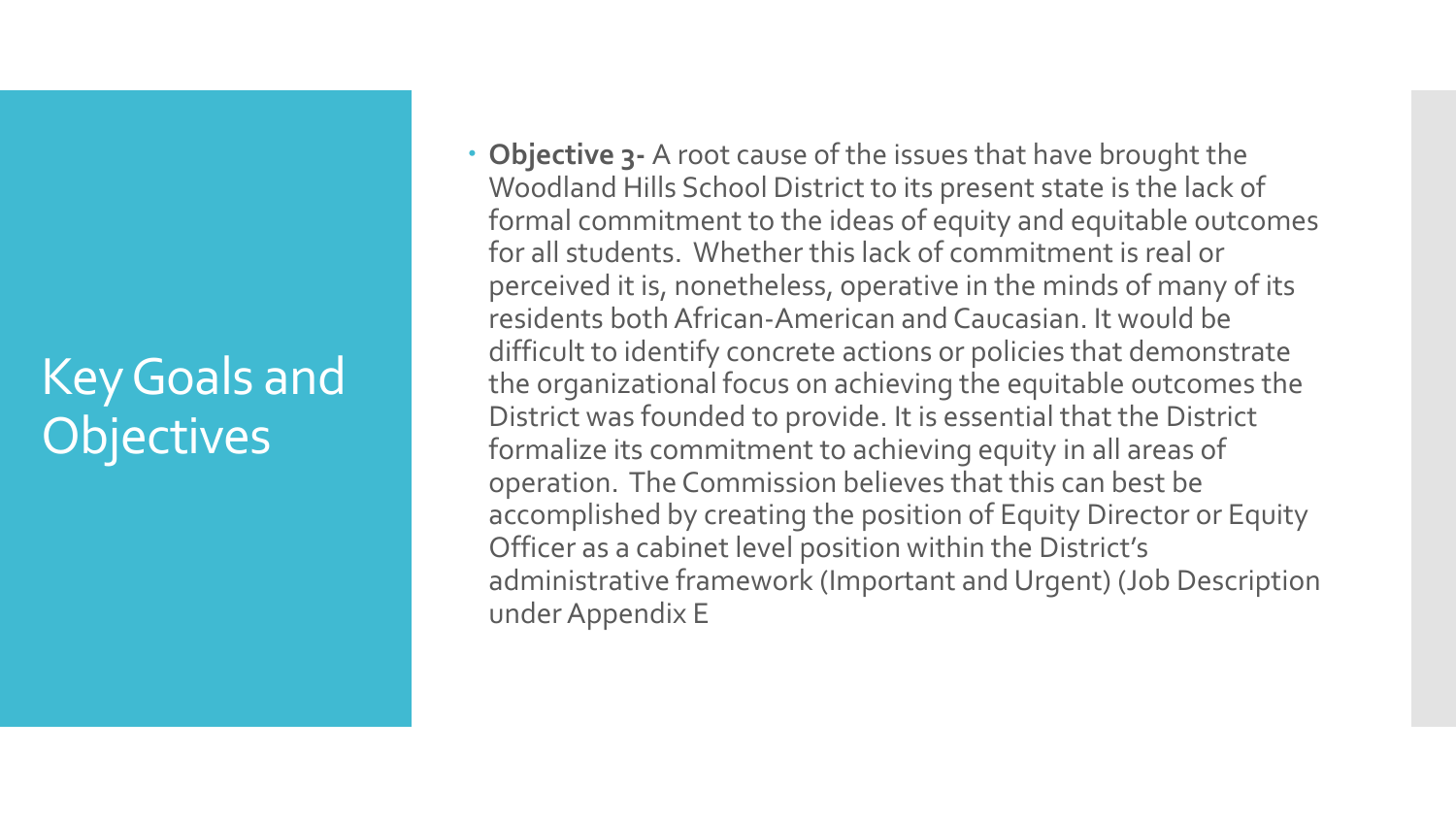# Key Goals and Objectives

- **Objective 3-** A root cause of the issues that have brought the Woodland Hills School District to its present state is the lack of formal commitment to the ideas of equity and equitable outcomes for all students. Whether this lack of commitment is real or perceived it is, nonetheless, operative in the minds of many of its residents both African-American and Caucasian. It would be difficult to identify concrete actions or policies that demonstrate the organizational focus on achieving the equitable outcomes the District was founded to provide. It is essential that the District formalize its commitment to achieving equity in all areas of operation. The Commission believes that this can best be accomplished by creating the position of Equity Director or Equity Officer as a cabinet level position within the District's administrative framework (Important and Urgent) (Job Description under Appendix E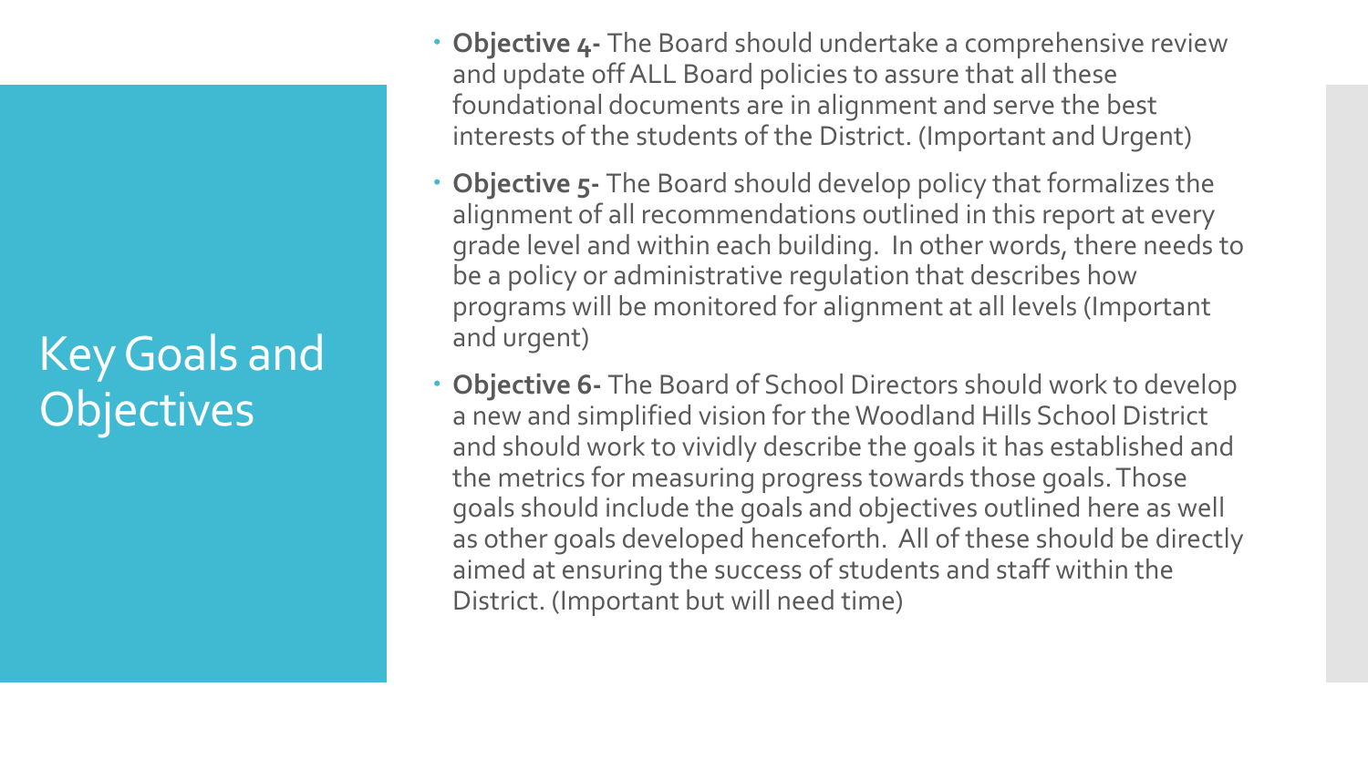# Key Goals and Objectives

- **Objective 4-** The Board should undertake a comprehensive review and update off ALL Board policies to assure that all these foundational documents are in alignment and serve the best interests of the students of the District. (Important and Urgent)
- **Objective 5-** The Board should develop policy that formalizes the alignment of all recommendations outlined in this report at every grade level and within each building. In other words, there needs to be a policy or administrative regulation that describes how programs will be monitored for alignment at all levels (Important and urgent)
- **Objective 6-** The Board of School Directors should work to develop a new and simplified vision for the Woodland Hills School District and should work to vividly describe the goals it has established and the metrics for measuring progress towards those goals. Those goals should include the goals and objectives outlined here as well as other goals developed henceforth. All of these should be directly aimed at ensuring the success of students and staff within the District. (Important but will need time)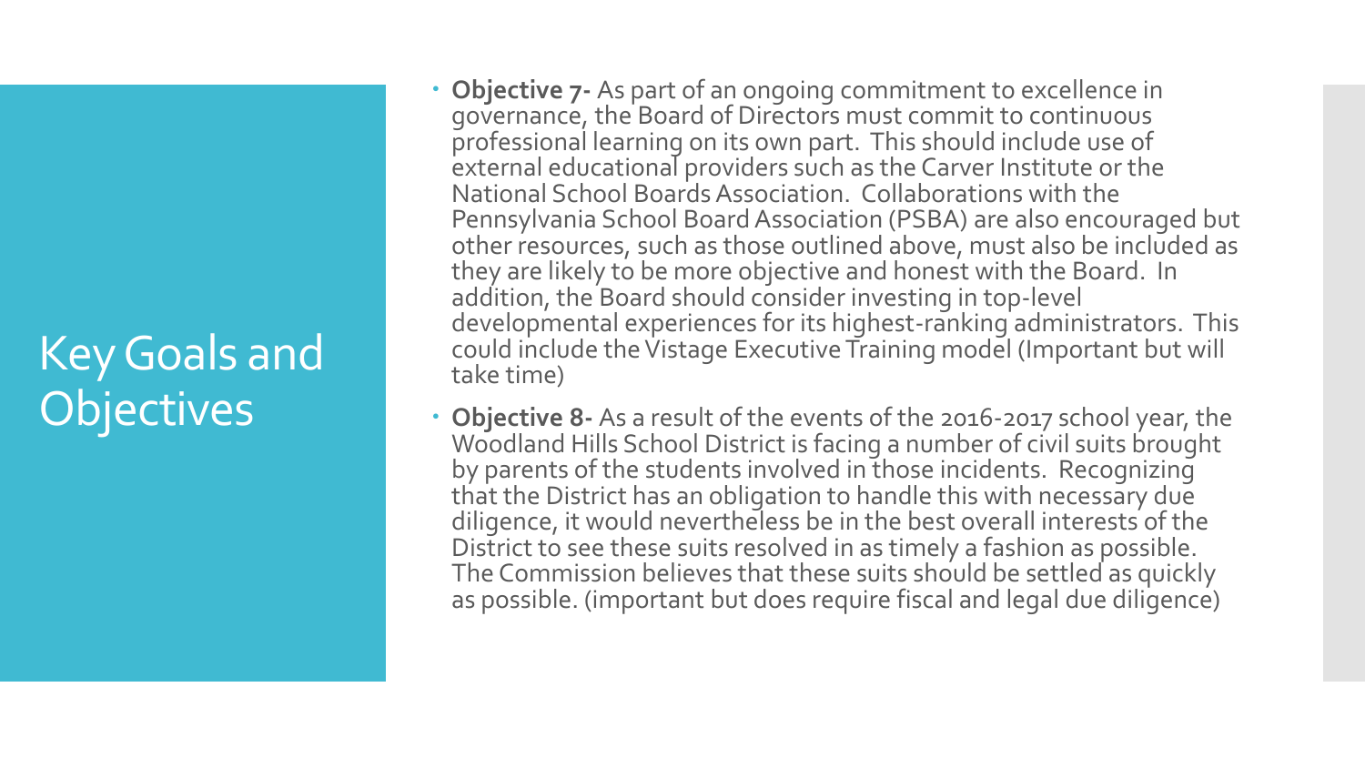# Key Goals and Objectives

- **Objective 7-** As part of an ongoing commitment to excellence in governance, the Board of Directors must commit to continuous professional learning on its own part. This should include use of external educational providers such as the Carver Institute or the National School Boards Association. Collaborations with the Pennsylvania School Board Association (PSBA) are also encouraged but other resources, such as those outlined above, must also be included as they are likely to be more objective and honest with the Board. In addition, the Board should consider investing in top-level developmental experiences for its highest-ranking administrators. This could include the Vistage Executive Training model (Important but will take time)
- **Objective 8-** As a result of the events of the 2016-2017 school year, the Woodland Hills School District is facing a number of civil suits brought by parents of the students involved in those incidents. Recognizing that the District has an obligation to handle this with necessary due diligence, it would nevertheless be in the best overall interests of the District to see these suits resolved in as timely a fashion as possible. The Commission believes that these suits should be settled as quickly as possible. (important but does require fiscal and legal due diligence)